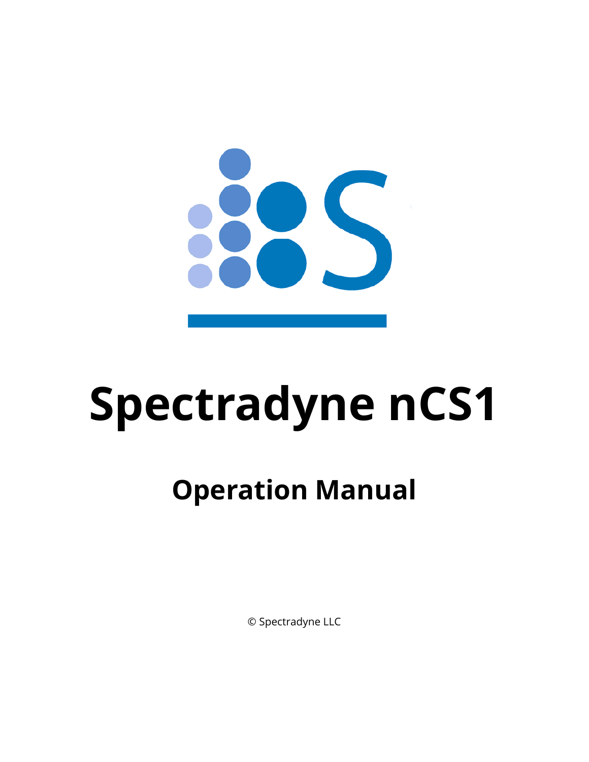# Spectradyne nCS1

## Operation Manual

© Spectradyne LLC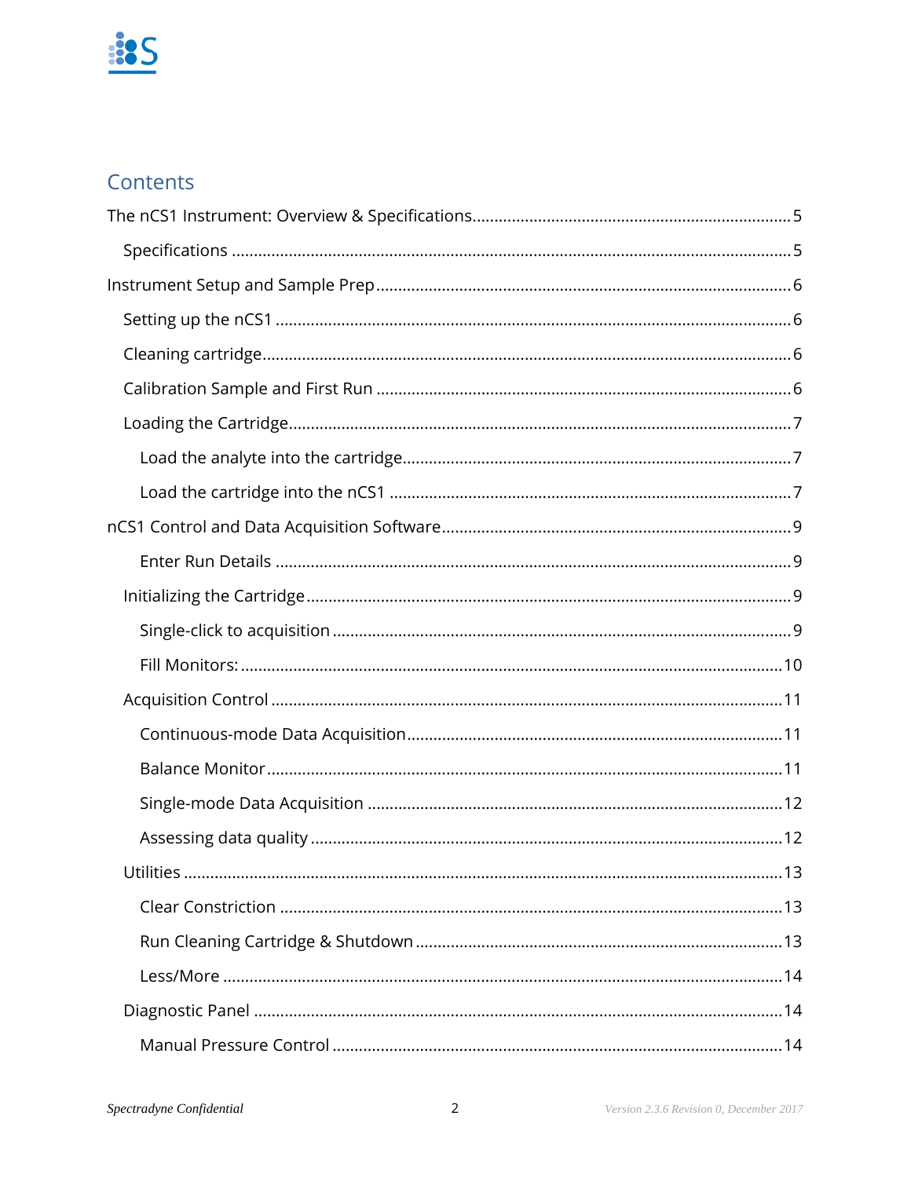# Contents

The nCS1 Instrument: Overview & Specifications....5

- Specifications....5

Instrument Setup and Sample Prep....6

- Setting up the nCS1....6
- Cleaning cartridge....6
- Calibration Sample and First Run....6
- Loading the Cartridge....7
  - Load the analyte into the cartridge....7
  - Load the cartridge into the nCS1....7

nCS1 Control and Data Acquisition Software....9

  - Enter Run Details....9
- Initializing the Cartridge....9
  - Single-click to acquisition....9
  - Fill Monitors:....10
- Acquisition Control....11
  - Continuous-mode Data Acquisition....11
  - Balance Monitor....11
  - Single-mode Data Acquisition....12
  - Assessing data quality....12
- Utilities....13
  - Clear Constriction....13
  - Run Cleaning Cartridge & Shutdown....13
  - Less/More....14
- Diagnostic Panel....14
  - Manual Pressure Control....14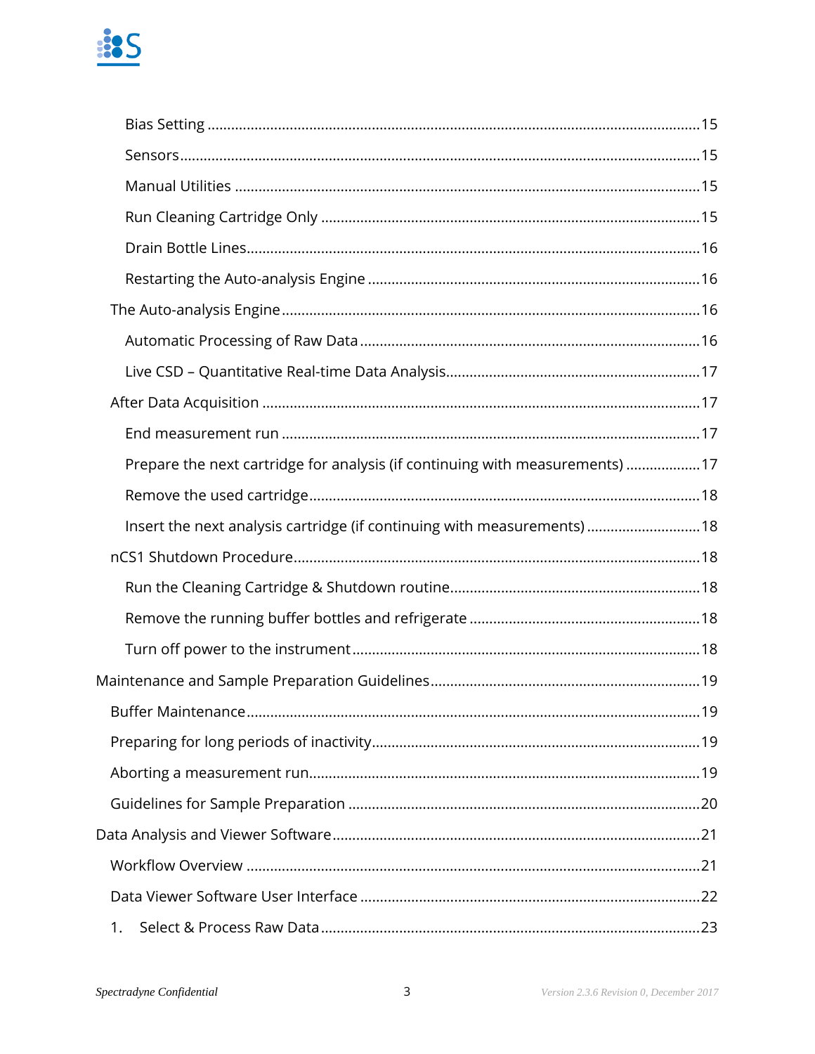Bias Setting ....................................................................................................................15

Sensors...........................................................................................................................15

Manual Utilities .............................................................................................................15

Run Cleaning Cartridge Only .......................................................................................15

Drain Bottle Lines...........................................................................................................16

Restarting the Auto-analysis Engine ...........................................................................16

The Auto-analysis Engine.................................................................................................16

Automatic Processing of Raw Data .............................................................................16

Live CSD – Quantitative Real-time Data Analysis.......................................................17

After Data Acquisition .....................................................................................................17

End measurement run ..................................................................................................17

Prepare the next cartridge for analysis (if continuing with measurements) ...................17

Remove the used cartridge...........................................................................................18

Insert the next analysis cartridge (if continuing with measurements) ............................18

nCS1 Shutdown Procedure...............................................................................................18

Run the Cleaning Cartridge & Shutdown routine.......................................................18

Remove the running buffer bottles and refrigerate ....................................................18

Turn off power to the instrument ................................................................................18

Maintenance and Sample Preparation Guidelines.............................................................19

Buffer Maintenance..........................................................................................................19

Preparing for long periods of inactivity...........................................................................19

Aborting a measurement run...........................................................................................19

Guidelines for Sample Preparation .................................................................................20

Data Analysis and Viewer Software....................................................................................21

Workflow Overview ..........................................................................................................21

Data Viewer Software User Interface ..............................................................................22

1. Select & Process Raw Data .......................................................................................23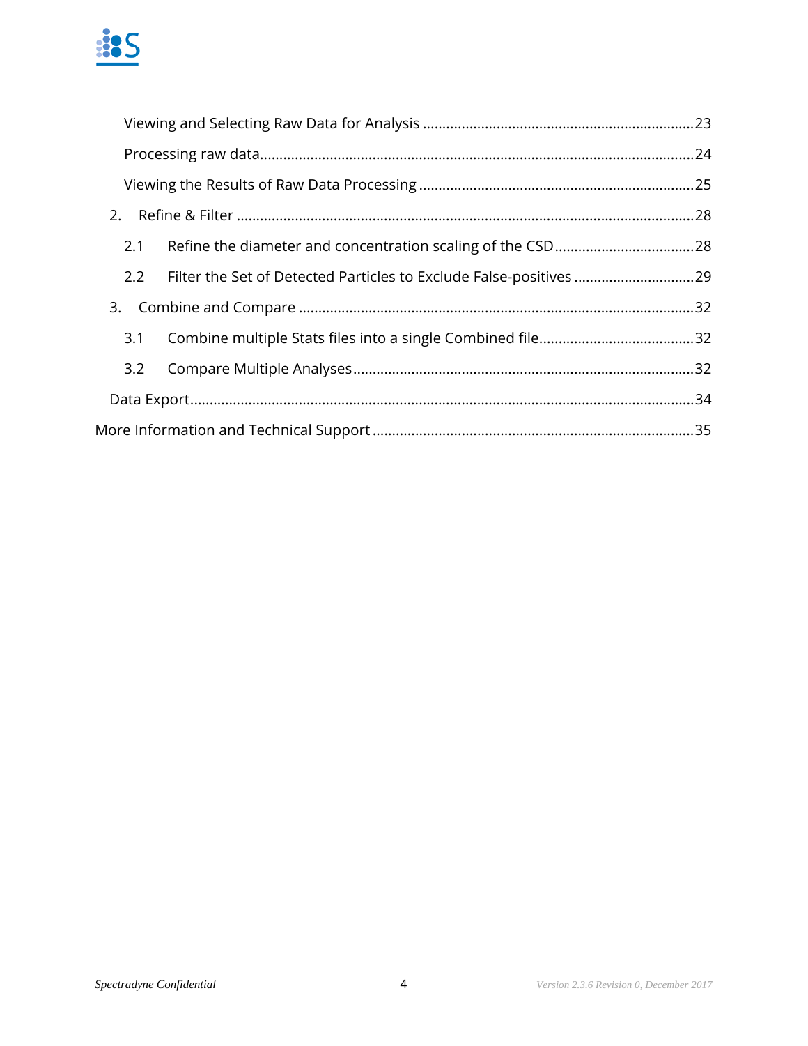Viewing and Selecting Raw Data for Analysis ..........23

Processing raw data..........24

Viewing the Results of Raw Data Processing ..........25

2. Refine & Filter ..........28

2.1 Refine the diameter and concentration scaling of the CSD..........28

2.2 Filter the Set of Detected Particles to Exclude False-positives ..........29

3. Combine and Compare ..........32

3.1 Combine multiple Stats files into a single Combined file..........32

3.2 Compare Multiple Analyses..........32

Data Export..........34

More Information and Technical Support ..........35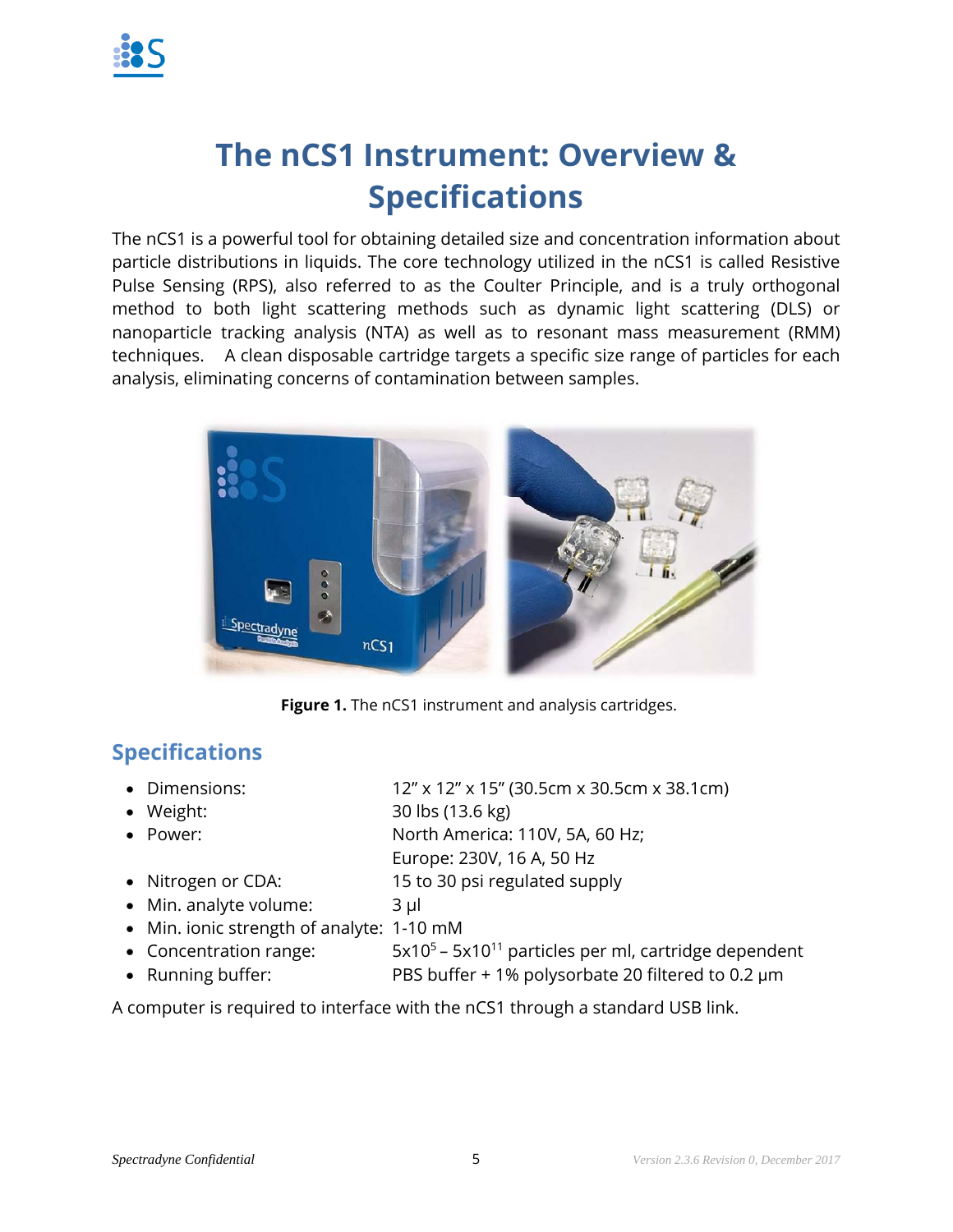# The nCS1 Instrument: Overview & Specifications

The nCS1 is a powerful tool for obtaining detailed size and concentration information about particle distributions in liquids. The core technology utilized in the nCS1 is called Resistive Pulse Sensing (RPS), also referred to as the Coulter Principle, and is a truly orthogonal method to both light scattering methods such as dynamic light scattering (DLS) or nanoparticle tracking analysis (NTA) as well as to resonant mass measurement (RMM) techniques. A clean disposable cartridge targets a specific size range of particles for each analysis, eliminating concerns of contamination between samples.

**Figure 1.** The nCS1 instrument and analysis cartridges.

## Specifications

- Dimensions: 12" x 12" x 15" (30.5cm x 30.5cm x 38.1cm)
- Weight: 30 lbs (13.6 kg)
- Power: North America: 110V, 5A, 60 Hz; Europe: 230V, 16 A, 50 Hz
- Nitrogen or CDA: 15 to 30 psi regulated supply
- Min. analyte volume: 3 µl
- Min. ionic strength of analyte: 1-10 mM
- Concentration range: $5 \times 10^5$ – $5 \times 10^{11}$ particles per ml, cartridge dependent
- Running buffer: PBS buffer + 1% polysorbate 20 filtered to 0.2 µm

A computer is required to interface with the nCS1 through a standard USB link.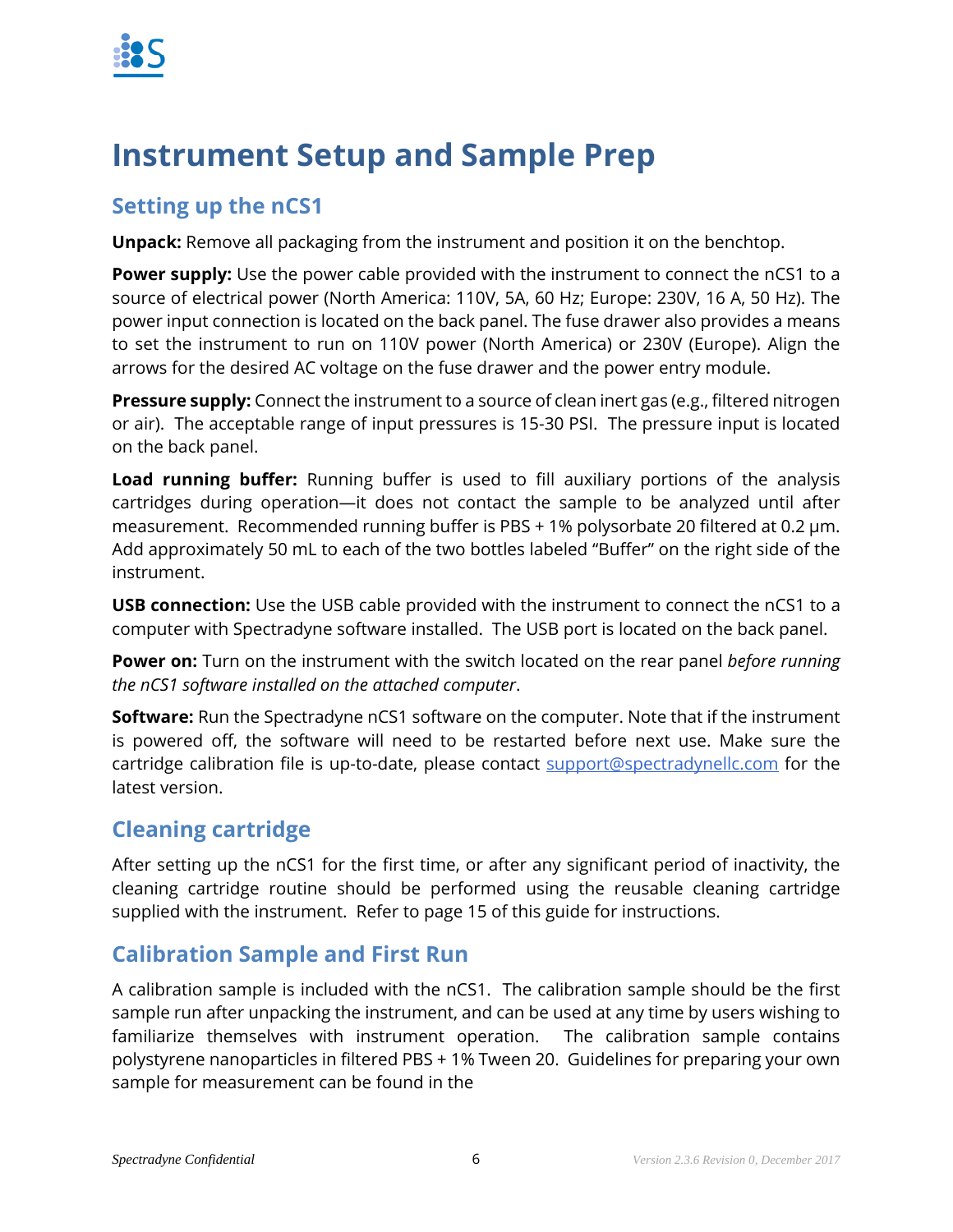# Instrument Setup and Sample Prep

## Setting up the nCS1

**Unpack:** Remove all packaging from the instrument and position it on the benchtop.

**Power supply:** Use the power cable provided with the instrument to connect the nCS1 to a source of electrical power (North America: 110V, 5A, 60 Hz; Europe: 230V, 16 A, 50 Hz). The power input connection is located on the back panel. The fuse drawer also provides a means to set the instrument to run on 110V power (North America) or 230V (Europe). Align the arrows for the desired AC voltage on the fuse drawer and the power entry module.

**Pressure supply:** Connect the instrument to a source of clean inert gas (e.g., filtered nitrogen or air). The acceptable range of input pressures is 15-30 PSI. The pressure input is located on the back panel.

**Load running buffer:** Running buffer is used to fill auxiliary portions of the analysis cartridges during operation—it does not contact the sample to be analyzed until after measurement. Recommended running buffer is PBS + 1% polysorbate 20 filtered at 0.2 µm. Add approximately 50 mL to each of the two bottles labeled "Buffer" on the right side of the instrument.

**USB connection:** Use the USB cable provided with the instrument to connect the nCS1 to a computer with Spectradyne software installed. The USB port is located on the back panel.

**Power on:** Turn on the instrument with the switch located on the rear panel *before running the nCS1 software installed on the attached computer*.

**Software:** Run the Spectradyne nCS1 software on the computer. Note that if the instrument is powered off, the software will need to be restarted before next use. Make sure the cartridge calibration file is up-to-date, please contact support@spectradynellc.com for the latest version.

## Cleaning cartridge

After setting up the nCS1 for the first time, or after any significant period of inactivity, the cleaning cartridge routine should be performed using the reusable cleaning cartridge supplied with the instrument. Refer to page 15 of this guide for instructions.

## Calibration Sample and First Run

A calibration sample is included with the nCS1. The calibration sample should be the first sample run after unpacking the instrument, and can be used at any time by users wishing to familiarize themselves with instrument operation. The calibration sample contains polystyrene nanoparticles in filtered PBS + 1% Tween 20. Guidelines for preparing your own sample for measurement can be found in the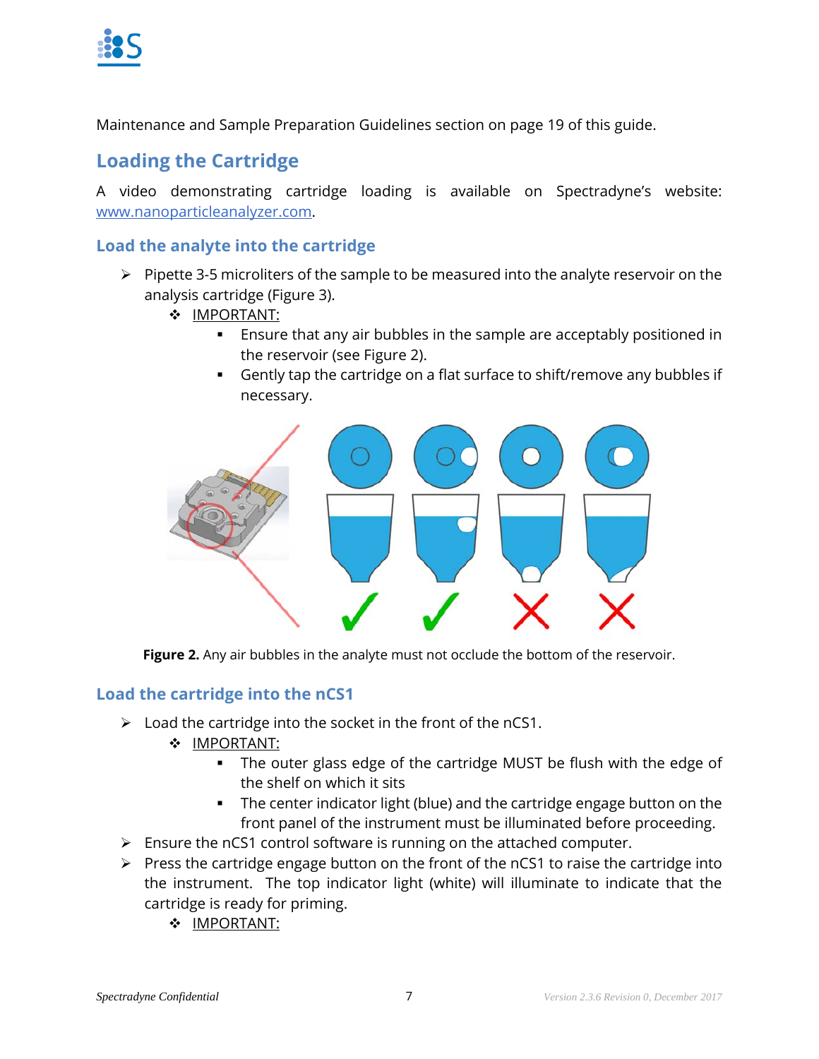Maintenance and Sample Preparation Guidelines section on page 19 of this guide.

## Loading the Cartridge

A video demonstrating cartridge loading is available on Spectradyne's website: www.nanoparticleanalyzer.com.

### Load the analyte into the cartridge

- Pipette 3-5 microliters of the sample to be measured into the analyte reservoir on the analysis cartridge (Figure 3).
  - IMPORTANT:
    - Ensure that any air bubbles in the sample are acceptably positioned in the reservoir (see Figure 2).
    - Gently tap the cartridge on a flat surface to shift/remove any bubbles if necessary.

**Figure 2.** Any air bubbles in the analyte must not occlude the bottom of the reservoir.

### Load the cartridge into the nCS1

- Load the cartridge into the socket in the front of the nCS1.
  - IMPORTANT:
    - The outer glass edge of the cartridge MUST be flush with the edge of the shelf on which it sits
    - The center indicator light (blue) and the cartridge engage button on the front panel of the instrument must be illuminated before proceeding.
- Ensure the nCS1 control software is running on the attached computer.
- Press the cartridge engage button on the front of the nCS1 to raise the cartridge into the instrument. The top indicator light (white) will illuminate to indicate that the cartridge is ready for priming.
  - IMPORTANT: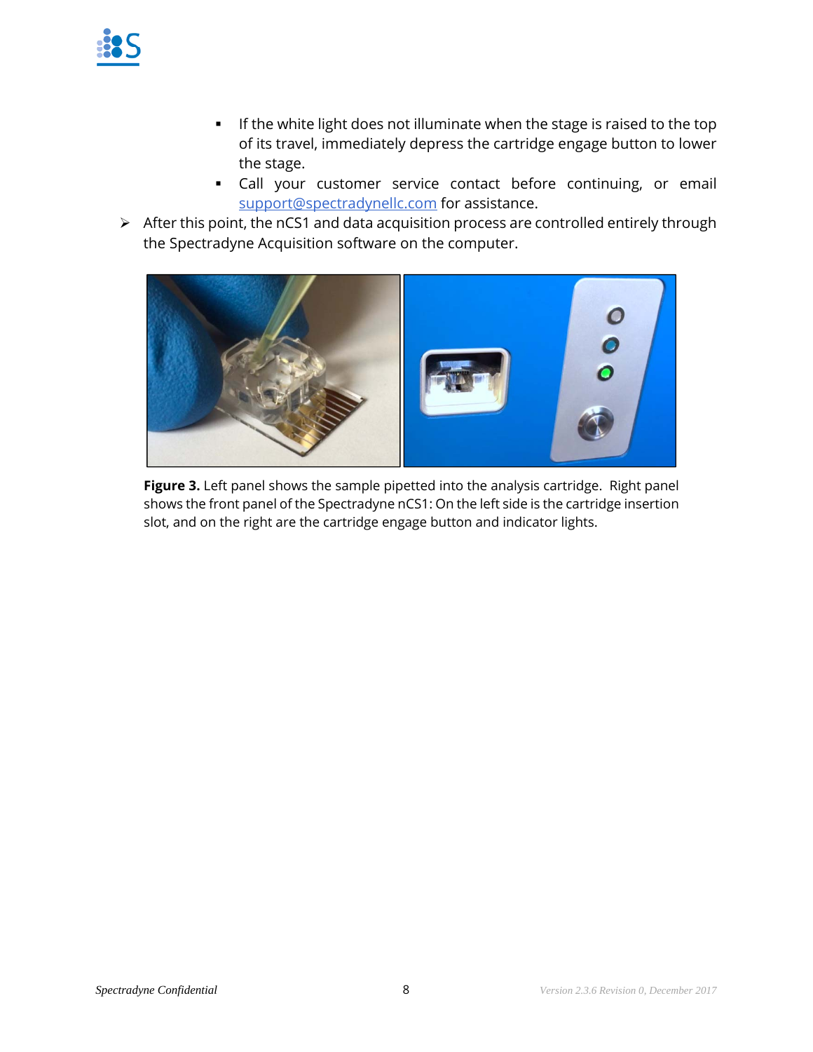- If the white light does not illuminate when the stage is raised to the top of its travel, immediately depress the cartridge engage button to lower the stage.
- Call your customer service contact before continuing, or email support@spectradynellc.com for assistance.

➢ After this point, the nCS1 and data acquisition process are controlled entirely through the Spectradyne Acquisition software on the computer.

**Figure 3.** Left panel shows the sample pipetted into the analysis cartridge. Right panel shows the front panel of the Spectradyne nCS1: On the left side is the cartridge insertion slot, and on the right are the cartridge engage button and indicator lights.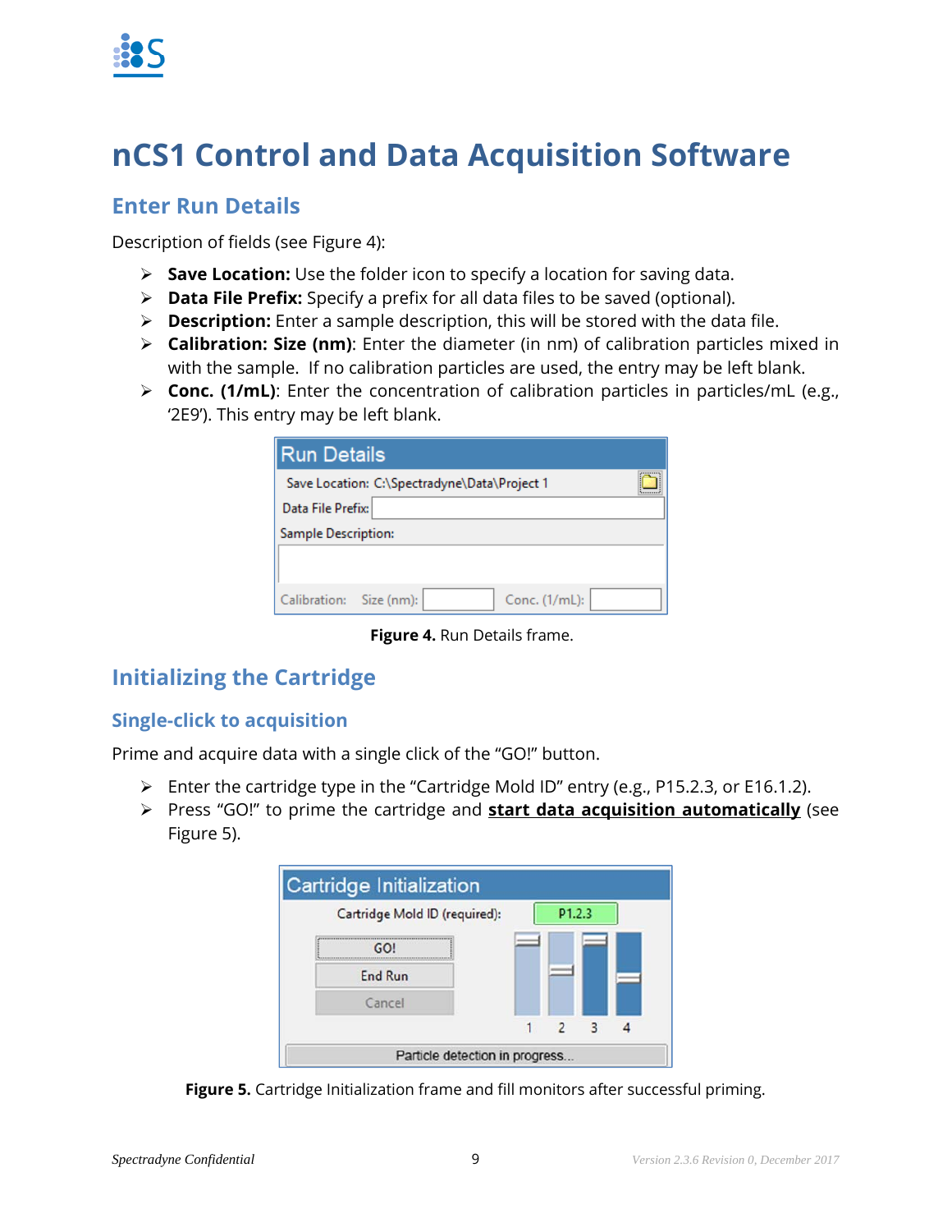# nCS1 Control and Data Acquisition Software

## Enter Run Details

Description of fields (see Figure 4):

- **Save Location:** Use the folder icon to specify a location for saving data.
- **Data File Prefix:** Specify a prefix for all data files to be saved (optional).
- **Description:** Enter a sample description, this will be stored with the data file.
- **Calibration: Size (nm)**: Enter the diameter (in nm) of calibration particles mixed in with the sample. If no calibration particles are used, the entry may be left blank.
- **Conc. (1/mL)**: Enter the concentration of calibration particles in particles/mL (e.g., '2E9'). This entry may be left blank.

**Figure 4.** Run Details frame.

## Initializing the Cartridge

### Single-click to acquisition

Prime and acquire data with a single click of the "GO!" button.

- Enter the cartridge type in the "Cartridge Mold ID" entry (e.g., P15.2.3, or E16.1.2).
- Press "GO!" to prime the cartridge and **start data acquisition automatically** (see Figure 5).

**Figure 5.** Cartridge Initialization frame and fill monitors after successful priming.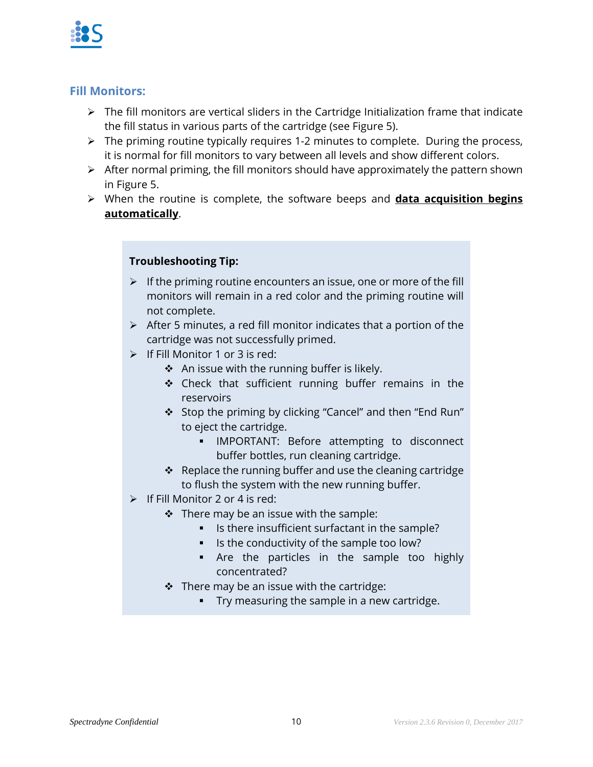## Fill Monitors:

- The fill monitors are vertical sliders in the Cartridge Initialization frame that indicate the fill status in various parts of the cartridge (see Figure 5).
- The priming routine typically requires 1-2 minutes to complete. During the process, it is normal for fill monitors to vary between all levels and show different colors.
- After normal priming, the fill monitors should have approximately the pattern shown in Figure 5.
- When the routine is complete, the software beeps and **data acquisition begins automatically**.

> **Troubleshooting Tip:**
>
> - If the priming routine encounters an issue, one or more of the fill monitors will remain in a red color and the priming routine will not complete.
> - After 5 minutes, a red fill monitor indicates that a portion of the cartridge was not successfully primed.
> - If Fill Monitor 1 or 3 is red:
>   - An issue with the running buffer is likely.
>   - Check that sufficient running buffer remains in the reservoirs
>   - Stop the priming by clicking "Cancel" and then "End Run" to eject the cartridge.
>     - IMPORTANT: Before attempting to disconnect buffer bottles, run cleaning cartridge.
>   - Replace the running buffer and use the cleaning cartridge to flush the system with the new running buffer.
> - If Fill Monitor 2 or 4 is red:
>   - There may be an issue with the sample:
>     - Is there insufficient surfactant in the sample?
>     - Is the conductivity of the sample too low?
>     - Are the particles in the sample too highly concentrated?
>   - There may be an issue with the cartridge:
>     - Try measuring the sample in a new cartridge.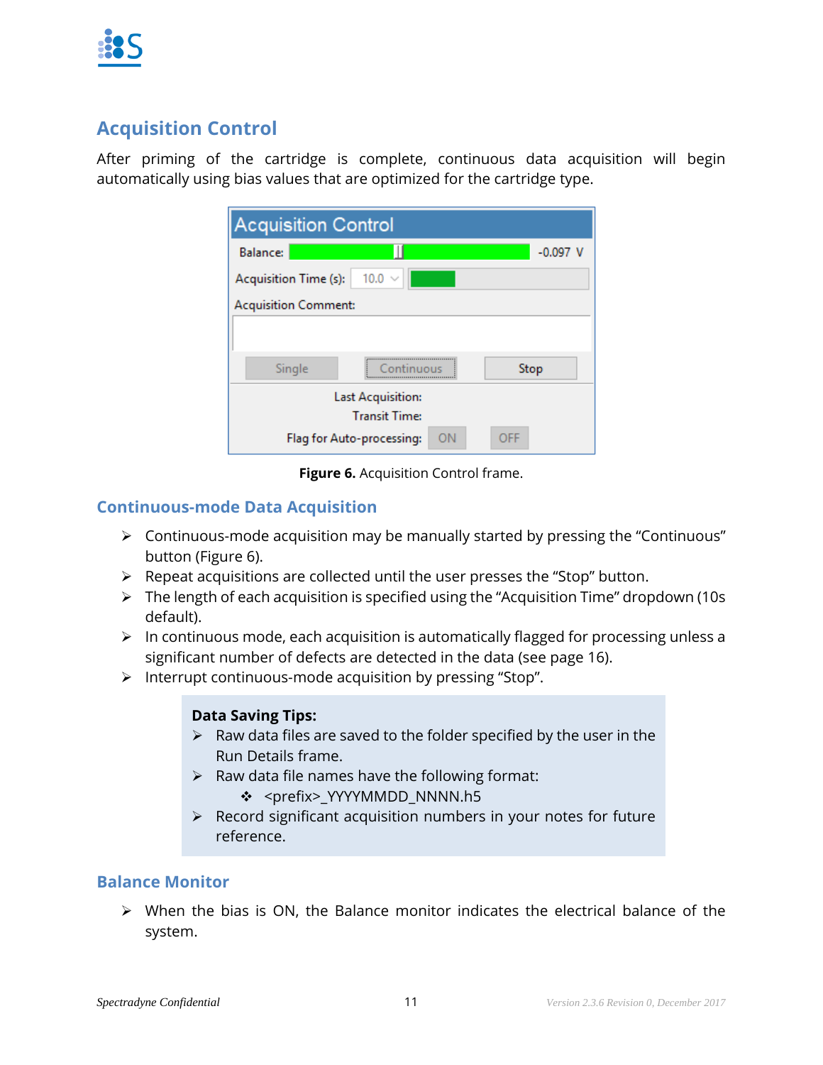## Acquisition Control

After priming of the cartridge is complete, continuous data acquisition will begin automatically using bias values that are optimized for the cartridge type.

**Figure 6.** Acquisition Control frame.

### Continuous-mode Data Acquisition

- Continuous-mode acquisition may be manually started by pressing the “Continuous” button (Figure 6).
- Repeat acquisitions are collected until the user presses the “Stop” button.
- The length of each acquisition is specified using the “Acquisition Time” dropdown (10s default).
- In continuous mode, each acquisition is automatically flagged for processing unless a significant number of defects are detected in the data (see page 16).
- Interrupt continuous-mode acquisition by pressing “Stop”.

> **Data Saving Tips:**
> - Raw data files are saved to the folder specified by the user in the Run Details frame.
> - Raw data file names have the following format:
>   - <prefix>_YYYYMMDD_NNNN.h5
> - Record significant acquisition numbers in your notes for future reference.

### Balance Monitor

- When the bias is ON, the Balance monitor indicates the electrical balance of the system.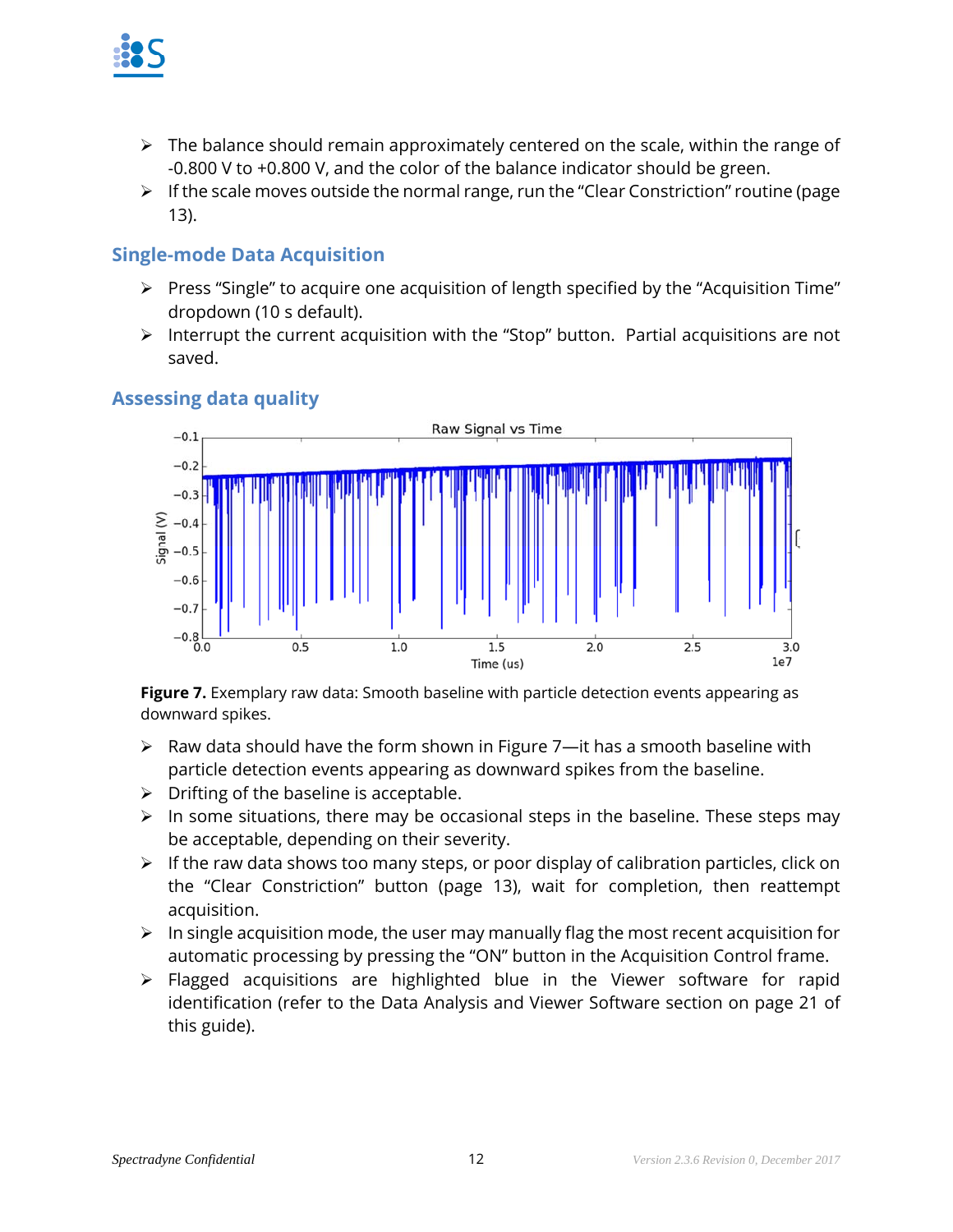- The balance should remain approximately centered on the scale, within the range of -0.800 V to +0.800 V, and the color of the balance indicator should be green.
- If the scale moves outside the normal range, run the "Clear Constriction" routine (page 13).

## Single-mode Data Acquisition

- Press "Single" to acquire one acquisition of length specified by the "Acquisition Time" dropdown (10 s default).
- Interrupt the current acquisition with the "Stop" button. Partial acquisitions are not saved.

## Assessing data quality

**Figure 7.** Exemplary raw data: Smooth baseline with particle detection events appearing as downward spikes.

- Raw data should have the form shown in Figure 7—it has a smooth baseline with particle detection events appearing as downward spikes from the baseline.
- Drifting of the baseline is acceptable.
- In some situations, there may be occasional steps in the baseline. These steps may be acceptable, depending on their severity.
- If the raw data shows too many steps, or poor display of calibration particles, click on the "Clear Constriction" button (page 13), wait for completion, then reattempt acquisition.
- In single acquisition mode, the user may manually flag the most recent acquisition for automatic processing by pressing the "ON" button in the Acquisition Control frame.
- Flagged acquisitions are highlighted blue in the Viewer software for rapid identification (refer to the Data Analysis and Viewer Software section on page 21 of this guide).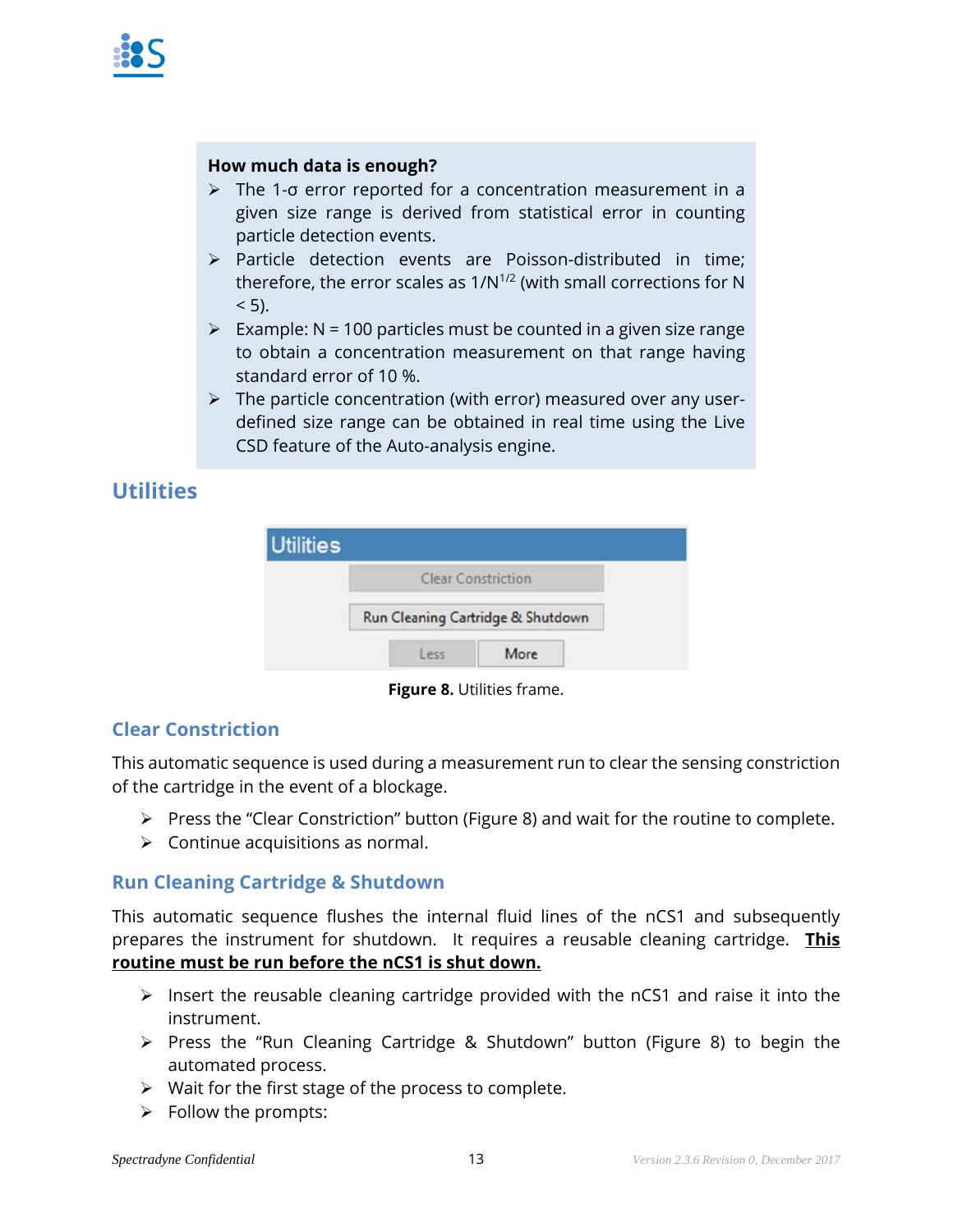**How much data is enough?**

- The 1-σ error reported for a concentration measurement in a given size range is derived from statistical error in counting particle detection events.
- Particle detection events are Poisson-distributed in time; therefore, the error scales as $1/N^{1/2}$ (with small corrections for N < 5).
- Example: N = 100 particles must be counted in a given size range to obtain a concentration measurement on that range having standard error of 10 %.
- The particle concentration (with error) measured over any user-defined size range can be obtained in real time using the Live CSD feature of the Auto-analysis engine.

## Utilities

**Figure 8.** Utilities frame.

### Clear Constriction

This automatic sequence is used during a measurement run to clear the sensing constriction of the cartridge in the event of a blockage.

- Press the “Clear Constriction” button (Figure 8) and wait for the routine to complete.
- Continue acquisitions as normal.

### Run Cleaning Cartridge & Shutdown

This automatic sequence flushes the internal fluid lines of the nCS1 and subsequently prepares the instrument for shutdown. It requires a reusable cleaning cartridge. **This routine must be run before the nCS1 is shut down.**

- Insert the reusable cleaning cartridge provided with the nCS1 and raise it into the instrument.
- Press the “Run Cleaning Cartridge & Shutdown” button (Figure 8) to begin the automated process.
- Wait for the first stage of the process to complete.
- Follow the prompts: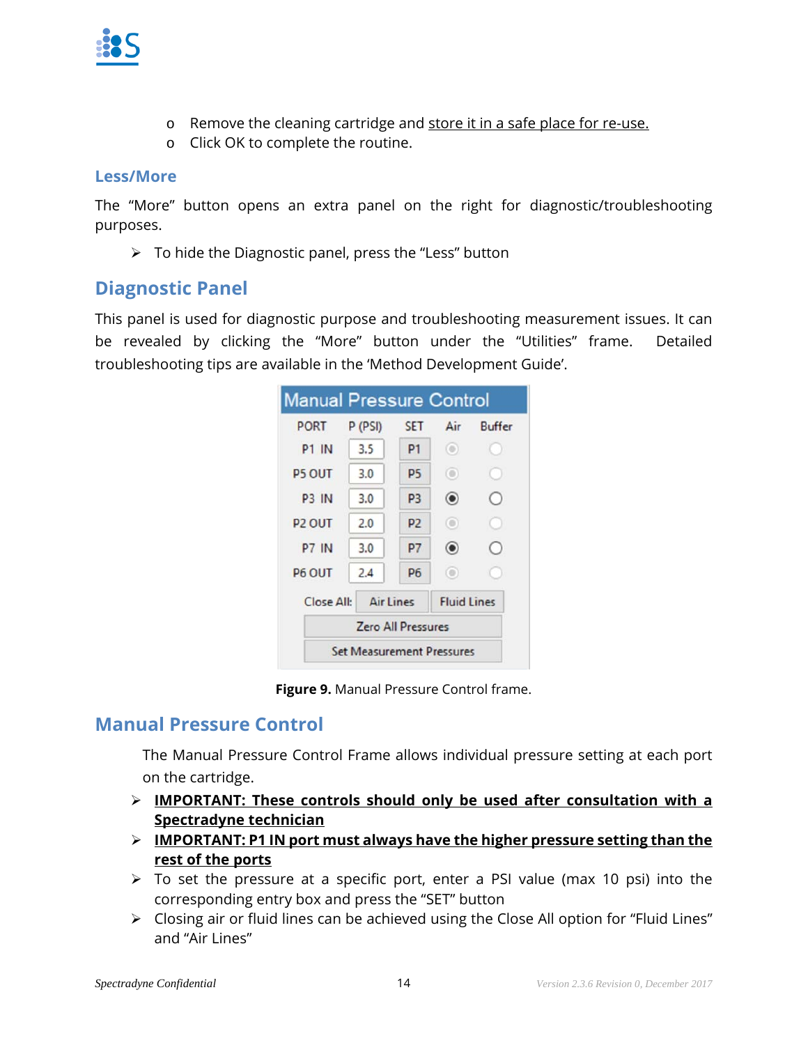- Remove the cleaning cartridge and store it in a safe place for re-use.
- Click OK to complete the routine.

### Less/More

The "More" button opens an extra panel on the right for diagnostic/troubleshooting purposes.

- To hide the Diagnostic panel, press the "Less" button

## Diagnostic Panel

This panel is used for diagnostic purpose and troubleshooting measurement issues. It can be revealed by clicking the "More" button under the "Utilities" frame. Detailed troubleshooting tips are available in the 'Method Development Guide'.

| PORT | P (PSI) | SET | Air | Buffer |
|---|---|---|---|---|
| P1 IN | 3.5 | P1 | ◉ | ○ |
| P5 OUT | 3.0 | P5 | ◉ | ○ |
| P3 IN | 3.0 | P3 | ◉ | ○ |
| P2 OUT | 2.0 | P2 | ◉ | ○ |
| P7 IN | 3.0 | P7 | ◉ | ○ |
| P6 OUT | 2.4 | P6 | ◉ | ○ |

Manual Pressure Control — Close All: Air Lines | Fluid Lines; Zero All Pressures; Set Measurement Pressures

**Figure 9.** Manual Pressure Control frame.

## Manual Pressure Control

The Manual Pressure Control Frame allows individual pressure setting at each port on the cartridge.

- **IMPORTANT: These controls should only be used after consultation with a Spectradyne technician**
- **IMPORTANT: P1 IN port must always have the higher pressure setting than the rest of the ports**
- To set the pressure at a specific port, enter a PSI value (max 10 psi) into the corresponding entry box and press the "SET" button
- Closing air or fluid lines can be achieved using the Close All option for "Fluid Lines" and "Air Lines"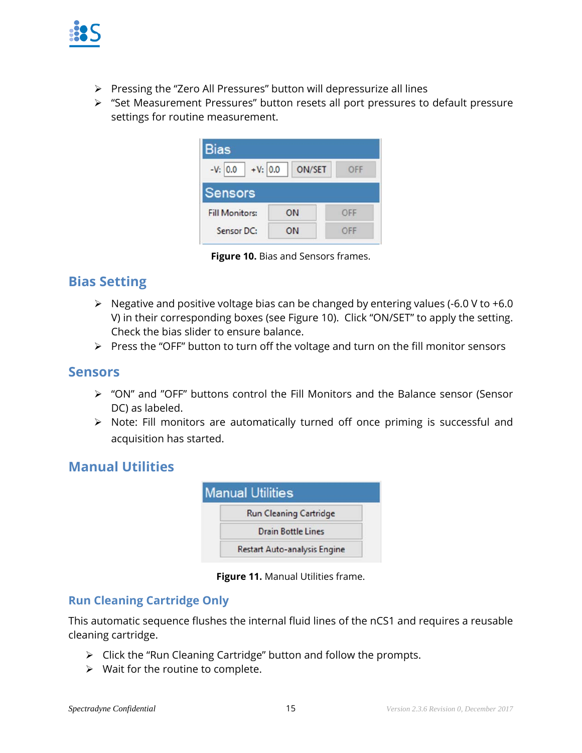- Pressing the "Zero All Pressures" button will depressurize all lines
- "Set Measurement Pressures" button resets all port pressures to default pressure settings for routine measurement.

**Figure 10.** Bias and Sensors frames.

## Bias Setting

- Negative and positive voltage bias can be changed by entering values (-6.0 V to +6.0 V) in their corresponding boxes (see Figure 10). Click "ON/SET" to apply the setting. Check the bias slider to ensure balance.
- Press the "OFF" button to turn off the voltage and turn on the fill monitor sensors

## Sensors

- "ON" and "OFF" buttons control the Fill Monitors and the Balance sensor (Sensor DC) as labeled.
- Note: Fill monitors are automatically turned off once priming is successful and acquisition has started.

## Manual Utilities

**Figure 11.** Manual Utilities frame.

### Run Cleaning Cartridge Only

This automatic sequence flushes the internal fluid lines of the nCS1 and requires a reusable cleaning cartridge.

- Click the "Run Cleaning Cartridge" button and follow the prompts.
- Wait for the routine to complete.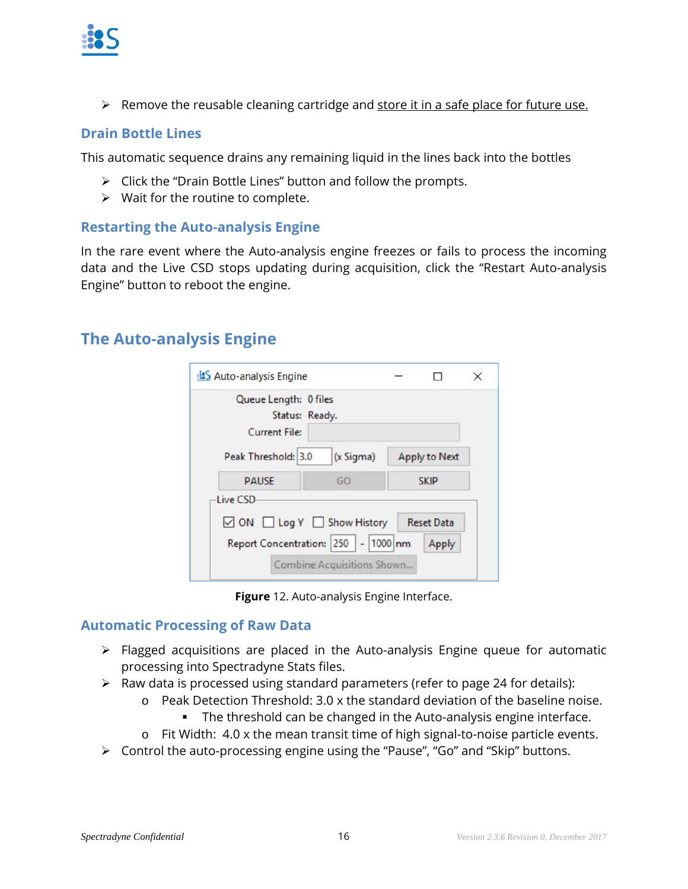- Remove the reusable cleaning cartridge and store it in a safe place for future use.

### Drain Bottle Lines

This automatic sequence drains any remaining liquid in the lines back into the bottles

- Click the "Drain Bottle Lines" button and follow the prompts.
- Wait for the routine to complete.

### Restarting the Auto-analysis Engine

In the rare event where the Auto-analysis engine freezes or fails to process the incoming data and the Live CSD stops updating during acquisition, click the "Restart Auto-analysis Engine" button to reboot the engine.

## The Auto-analysis Engine

**Figure** 12. Auto-analysis Engine Interface.

### Automatic Processing of Raw Data

- Flagged acquisitions are placed in the Auto-analysis Engine queue for automatic processing into Spectradyne Stats files.
- Raw data is processed using standard parameters (refer to page 24 for details):
  - Peak Detection Threshold: 3.0 x the standard deviation of the baseline noise.
    - The threshold can be changed in the Auto-analysis engine interface.
  - Fit Width: 4.0 x the mean transit time of high signal-to-noise particle events.
- Control the auto-processing engine using the "Pause", "Go" and "Skip" buttons.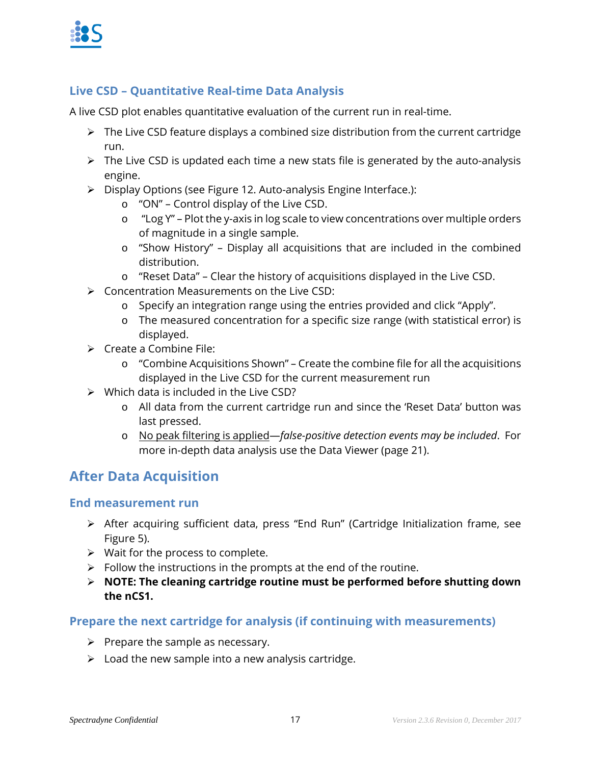### Live CSD – Quantitative Real-time Data Analysis

A live CSD plot enables quantitative evaluation of the current run in real-time.

- The Live CSD feature displays a combined size distribution from the current cartridge run.
- The Live CSD is updated each time a new stats file is generated by the auto-analysis engine.
- Display Options (see Figure 12. Auto-analysis Engine Interface.):
  - "ON" – Control display of the Live CSD.
  - "Log Y" – Plot the y-axis in log scale to view concentrations over multiple orders of magnitude in a single sample.
  - "Show History" – Display all acquisitions that are included in the combined distribution.
  - "Reset Data" – Clear the history of acquisitions displayed in the Live CSD.
- Concentration Measurements on the Live CSD:
  - Specify an integration range using the entries provided and click "Apply".
  - The measured concentration for a specific size range (with statistical error) is displayed.
- Create a Combine File:
  - "Combine Acquisitions Shown" – Create the combine file for all the acquisitions displayed in the Live CSD for the current measurement run
- Which data is included in the Live CSD?
  - All data from the current cartridge run and since the 'Reset Data' button was last pressed.
  - <u>No peak filtering is applied</u>—*false-positive detection events may be included*. For more in-depth data analysis use the Data Viewer (page 21).

## After Data Acquisition

### End measurement run

- After acquiring sufficient data, press "End Run" (Cartridge Initialization frame, see Figure 5).
- Wait for the process to complete.
- Follow the instructions in the prompts at the end of the routine.
- **NOTE: The cleaning cartridge routine must be performed before shutting down the nCS1.**

### Prepare the next cartridge for analysis (if continuing with measurements)

- Prepare the sample as necessary.
- Load the new sample into a new analysis cartridge.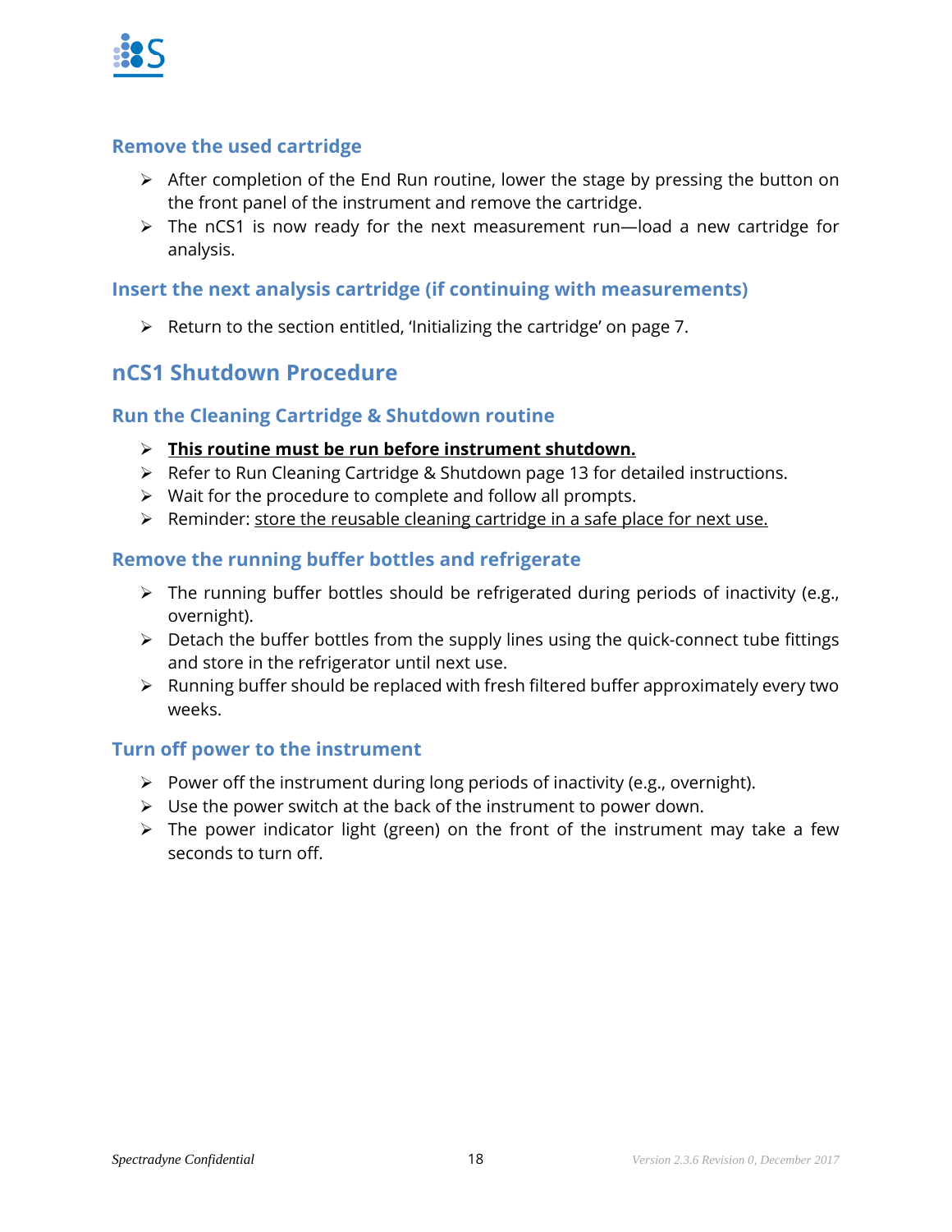### Remove the used cartridge

- After completion of the End Run routine, lower the stage by pressing the button on the front panel of the instrument and remove the cartridge.
- The nCS1 is now ready for the next measurement run—load a new cartridge for analysis.

### Insert the next analysis cartridge (if continuing with measurements)

- Return to the section entitled, 'Initializing the cartridge' on page 7.

## nCS1 Shutdown Procedure

### Run the Cleaning Cartridge & Shutdown routine

- **<u>This routine must be run before instrument shutdown.</u>**
- Refer to Run Cleaning Cartridge & Shutdown page 13 for detailed instructions.
- Wait for the procedure to complete and follow all prompts.
- Reminder: <u>store the reusable cleaning cartridge in a safe place for next use.</u>

### Remove the running buffer bottles and refrigerate

- The running buffer bottles should be refrigerated during periods of inactivity (e.g., overnight).
- Detach the buffer bottles from the supply lines using the quick-connect tube fittings and store in the refrigerator until next use.
- Running buffer should be replaced with fresh filtered buffer approximately every two weeks.

### Turn off power to the instrument

- Power off the instrument during long periods of inactivity (e.g., overnight).
- Use the power switch at the back of the instrument to power down.
- The power indicator light (green) on the front of the instrument may take a few seconds to turn off.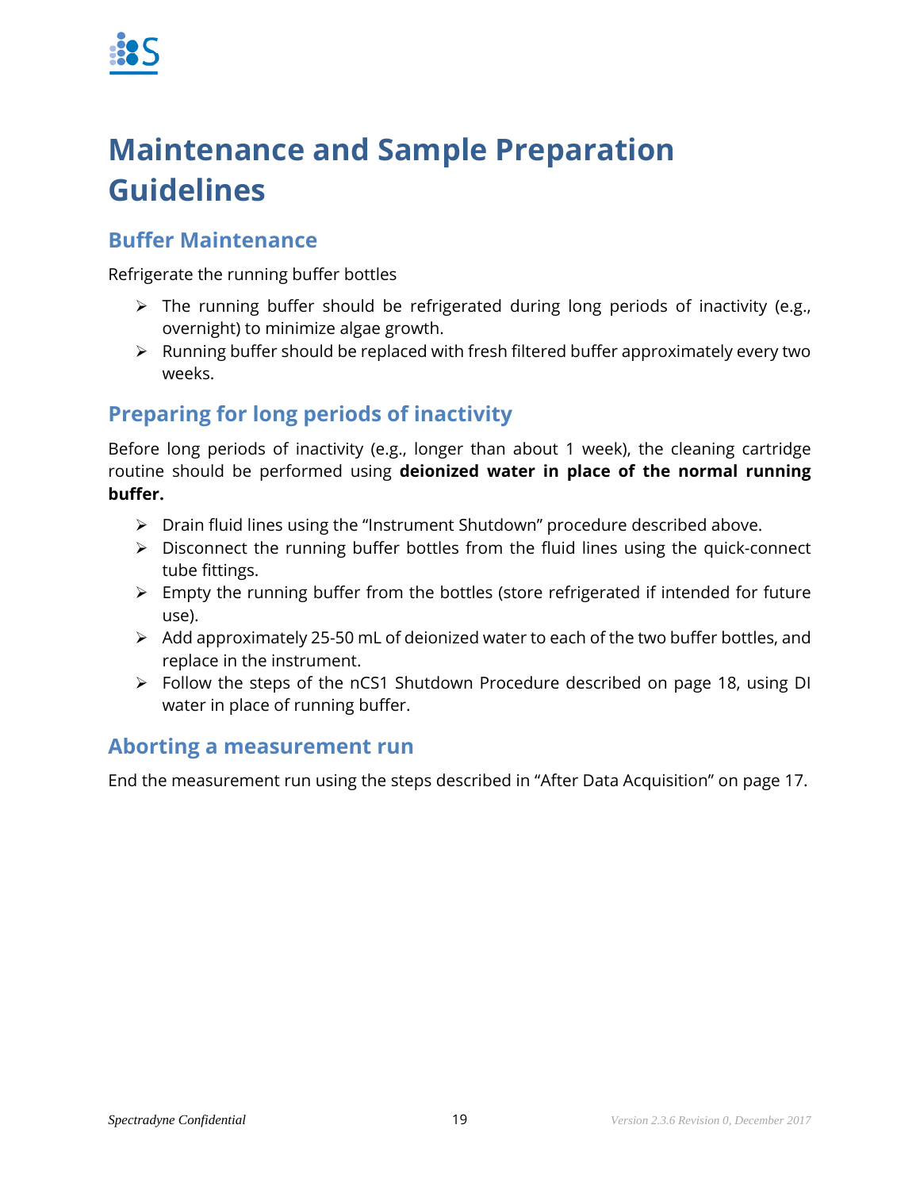# Maintenance and Sample Preparation Guidelines

## Buffer Maintenance

Refrigerate the running buffer bottles

- The running buffer should be refrigerated during long periods of inactivity (e.g., overnight) to minimize algae growth.
- Running buffer should be replaced with fresh filtered buffer approximately every two weeks.

## Preparing for long periods of inactivity

Before long periods of inactivity (e.g., longer than about 1 week), the cleaning cartridge routine should be performed using **deionized water in place of the normal running buffer.**

- Drain fluid lines using the "Instrument Shutdown" procedure described above.
- Disconnect the running buffer bottles from the fluid lines using the quick-connect tube fittings.
- Empty the running buffer from the bottles (store refrigerated if intended for future use).
- Add approximately 25-50 mL of deionized water to each of the two buffer bottles, and replace in the instrument.
- Follow the steps of the nCS1 Shutdown Procedure described on page 18, using DI water in place of running buffer.

## Aborting a measurement run

End the measurement run using the steps described in "After Data Acquisition" on page 17.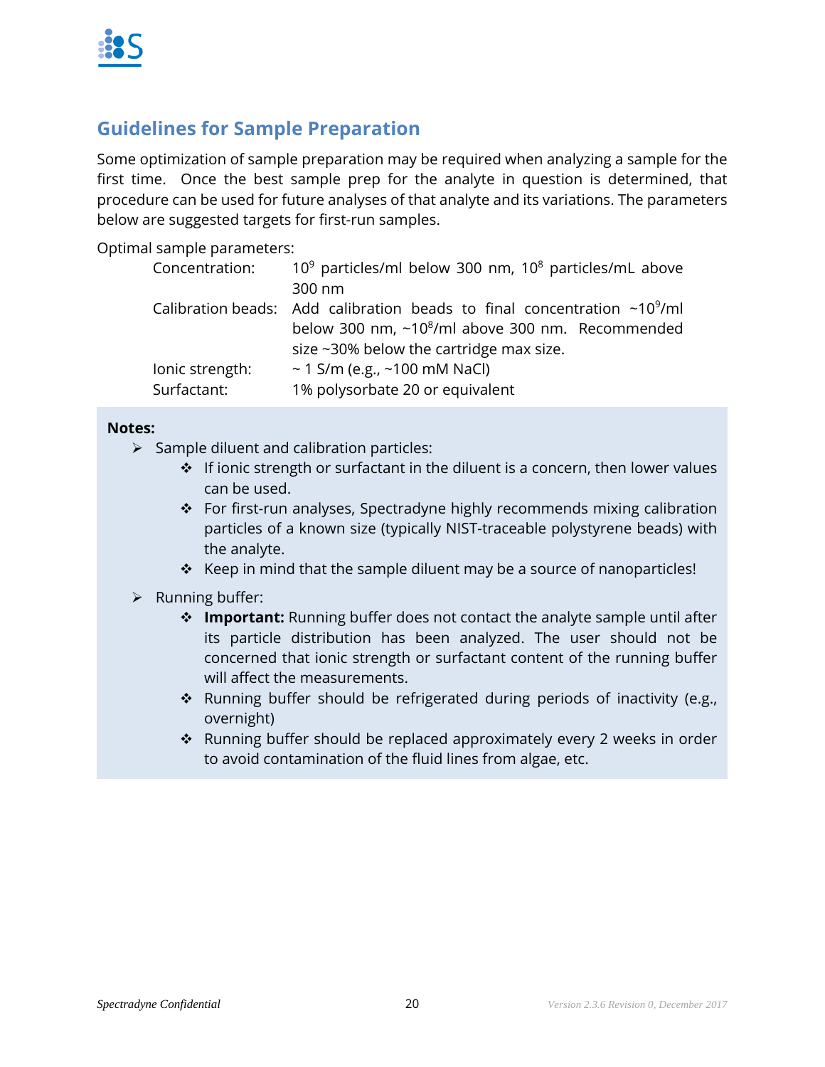## Guidelines for Sample Preparation

Some optimization of sample preparation may be required when analyzing a sample for the first time. Once the best sample prep for the analyte in question is determined, that procedure can be used for future analyses of that analyte and its variations. The parameters below are suggested targets for first-run samples.

Optimal sample parameters:

| | |
|---|---|
| Concentration: | $10^9$ particles/ml below 300 nm, $10^8$ particles/mL above 300 nm |
| Calibration beads: | Add calibration beads to final concentration ~$10^9$/ml below 300 nm, ~$10^8$/ml above 300 nm. Recommended size ~30% below the cartridge max size. |
| Ionic strength: | ~ 1 S/m (e.g., ~100 mM NaCl) |
| Surfactant: | 1% polysorbate 20 or equivalent |

**Notes:**

- Sample diluent and calibration particles:
  - If ionic strength or surfactant in the diluent is a concern, then lower values can be used.
  - For first-run analyses, Spectradyne highly recommends mixing calibration particles of a known size (typically NIST-traceable polystyrene beads) with the analyte.
  - Keep in mind that the sample diluent may be a source of nanoparticles!
- Running buffer:
  - **Important:** Running buffer does not contact the analyte sample until after its particle distribution has been analyzed. The user should not be concerned that ionic strength or surfactant content of the running buffer will affect the measurements.
  - Running buffer should be refrigerated during periods of inactivity (e.g., overnight)
  - Running buffer should be replaced approximately every 2 weeks in order to avoid contamination of the fluid lines from algae, etc.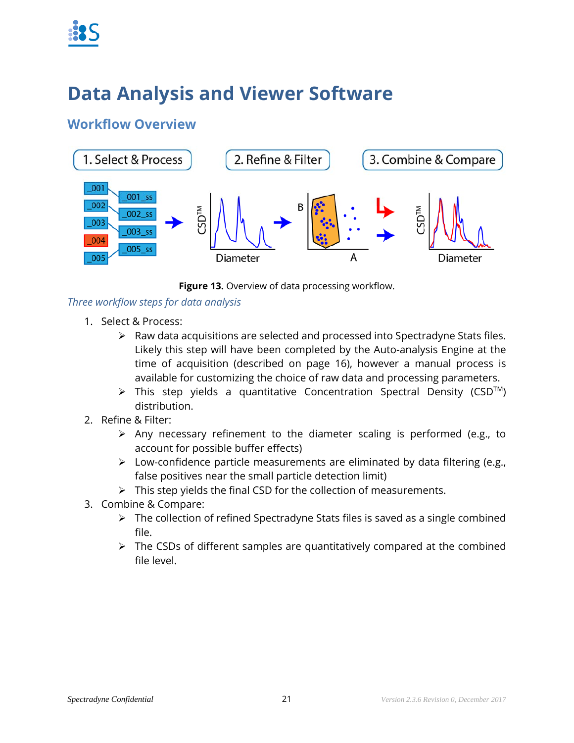# Data Analysis and Viewer Software

## Workflow Overview

**Figure 13.** Overview of data processing workflow.

*Three workflow steps for data analysis*

1. Select & Process:
   - Raw data acquisitions are selected and processed into Spectradyne Stats files. Likely this step will have been completed by the Auto-analysis Engine at the time of acquisition (described on page 16), however a manual process is available for customizing the choice of raw data and processing parameters.
   - This step yields a quantitative Concentration Spectral Density (CSD™) distribution.
2. Refine & Filter:
   - Any necessary refinement to the diameter scaling is performed (e.g., to account for possible buffer effects)
   - Low-confidence particle measurements are eliminated by data filtering (e.g., false positives near the small particle detection limit)
   - This step yields the final CSD for the collection of measurements.
3. Combine & Compare:
   - The collection of refined Spectradyne Stats files is saved as a single combined file.
   - The CSDs of different samples are quantitatively compared at the combined file level.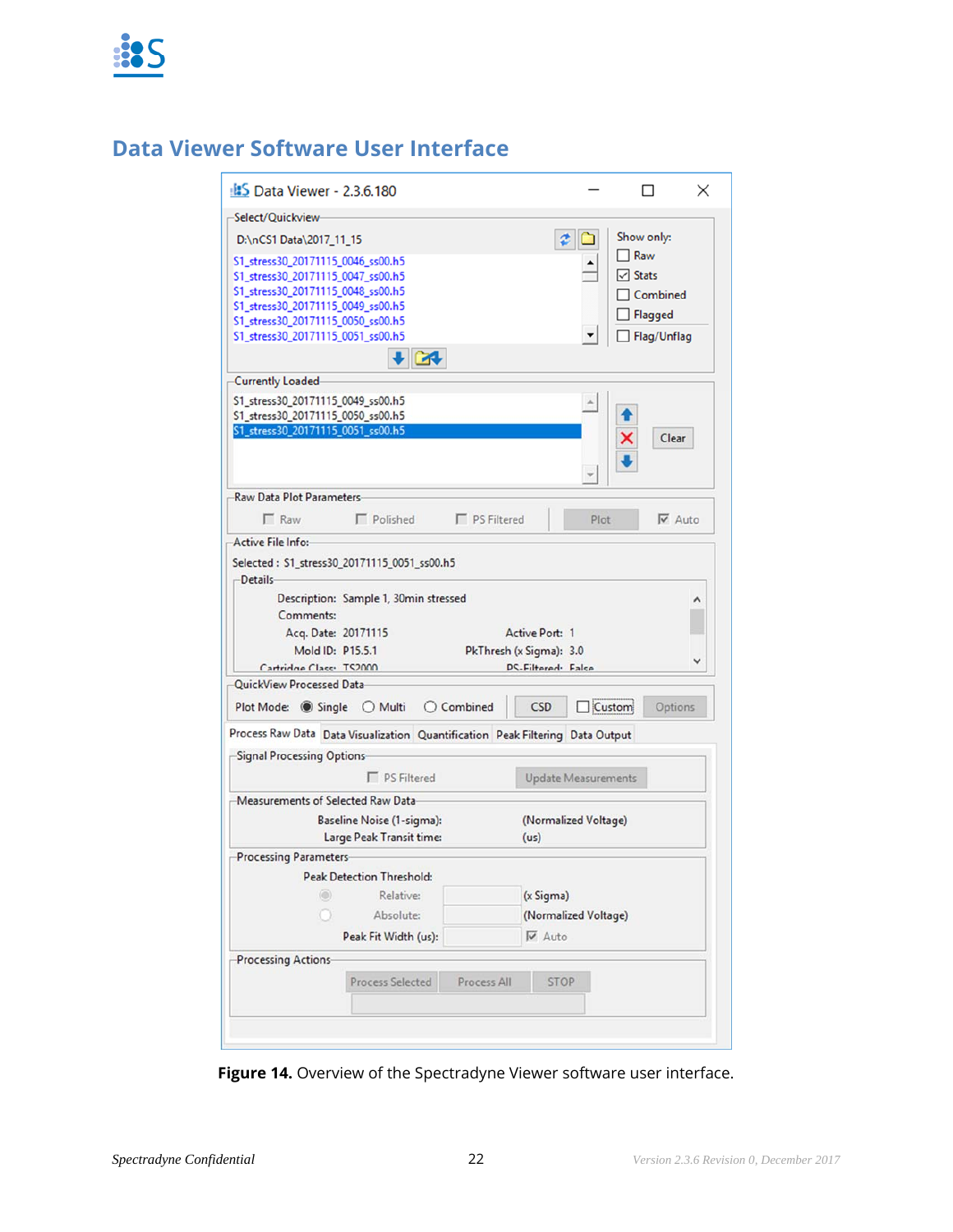## Data Viewer Software User Interface

**Figure 14.** Overview of the Spectradyne Viewer software user interface.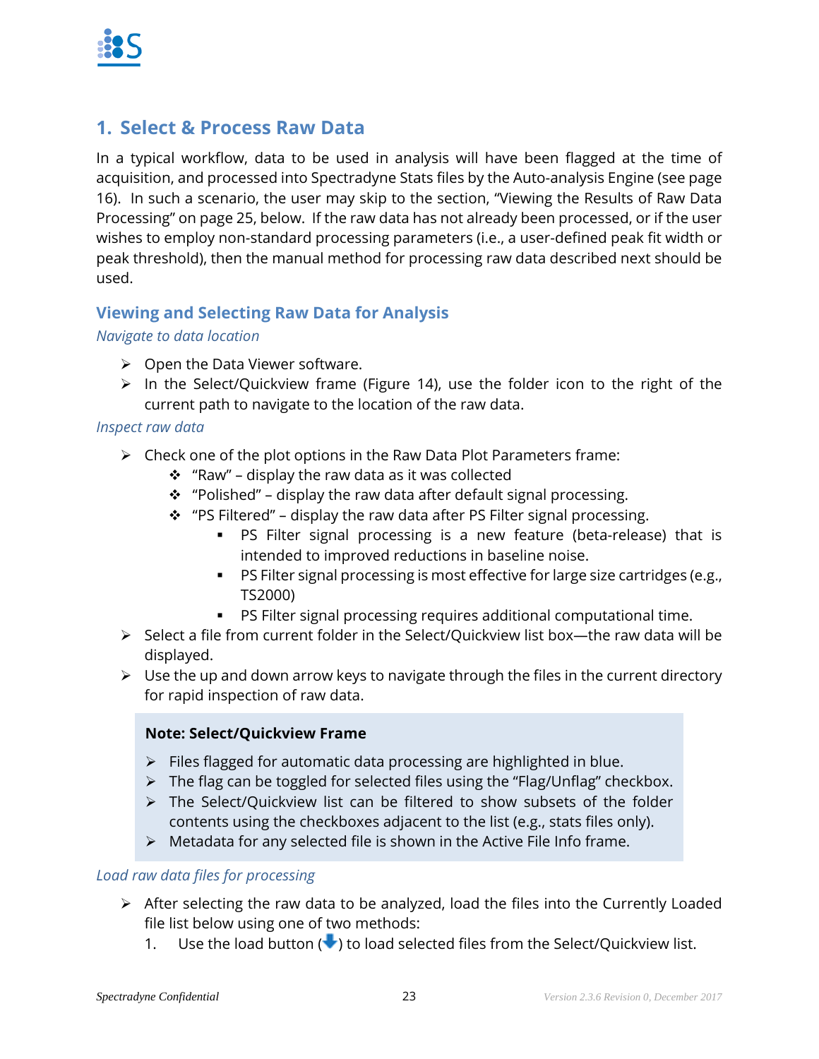# 1. Select & Process Raw Data

In a typical workflow, data to be used in analysis will have been flagged at the time of acquisition, and processed into Spectradyne Stats files by the Auto-analysis Engine (see page 16). In such a scenario, the user may skip to the section, "Viewing the Results of Raw Data Processing" on page 25, below. If the raw data has not already been processed, or if the user wishes to employ non-standard processing parameters (i.e., a user-defined peak fit width or peak threshold), then the manual method for processing raw data described next should be used.

## Viewing and Selecting Raw Data for Analysis

*Navigate to data location*

- Open the Data Viewer software.
- In the Select/Quickview frame (Figure 14), use the folder icon to the right of the current path to navigate to the location of the raw data.

*Inspect raw data*

- Check one of the plot options in the Raw Data Plot Parameters frame:
  - "Raw" – display the raw data as it was collected
  - "Polished" – display the raw data after default signal processing.
  - "PS Filtered" – display the raw data after PS Filter signal processing.
    - PS Filter signal processing is a new feature (beta-release) that is intended to improved reductions in baseline noise.
    - PS Filter signal processing is most effective for large size cartridges (e.g., TS2000)
    - PS Filter signal processing requires additional computational time.
- Select a file from current folder in the Select/Quickview list box—the raw data will be displayed.
- Use the up and down arrow keys to navigate through the files in the current directory for rapid inspection of raw data.

> **Note: Select/Quickview Frame**
>
> - Files flagged for automatic data processing are highlighted in blue.
> - The flag can be toggled for selected files using the "Flag/Unflag" checkbox.
> - The Select/Quickview list can be filtered to show subsets of the folder contents using the checkboxes adjacent to the list (e.g., stats files only).
> - Metadata for any selected file is shown in the Active File Info frame.

*Load raw data files for processing*

- After selecting the raw data to be analyzed, load the files into the Currently Loaded file list below using one of two methods:
  1. Use the load button (⬇) to load selected files from the Select/Quickview list.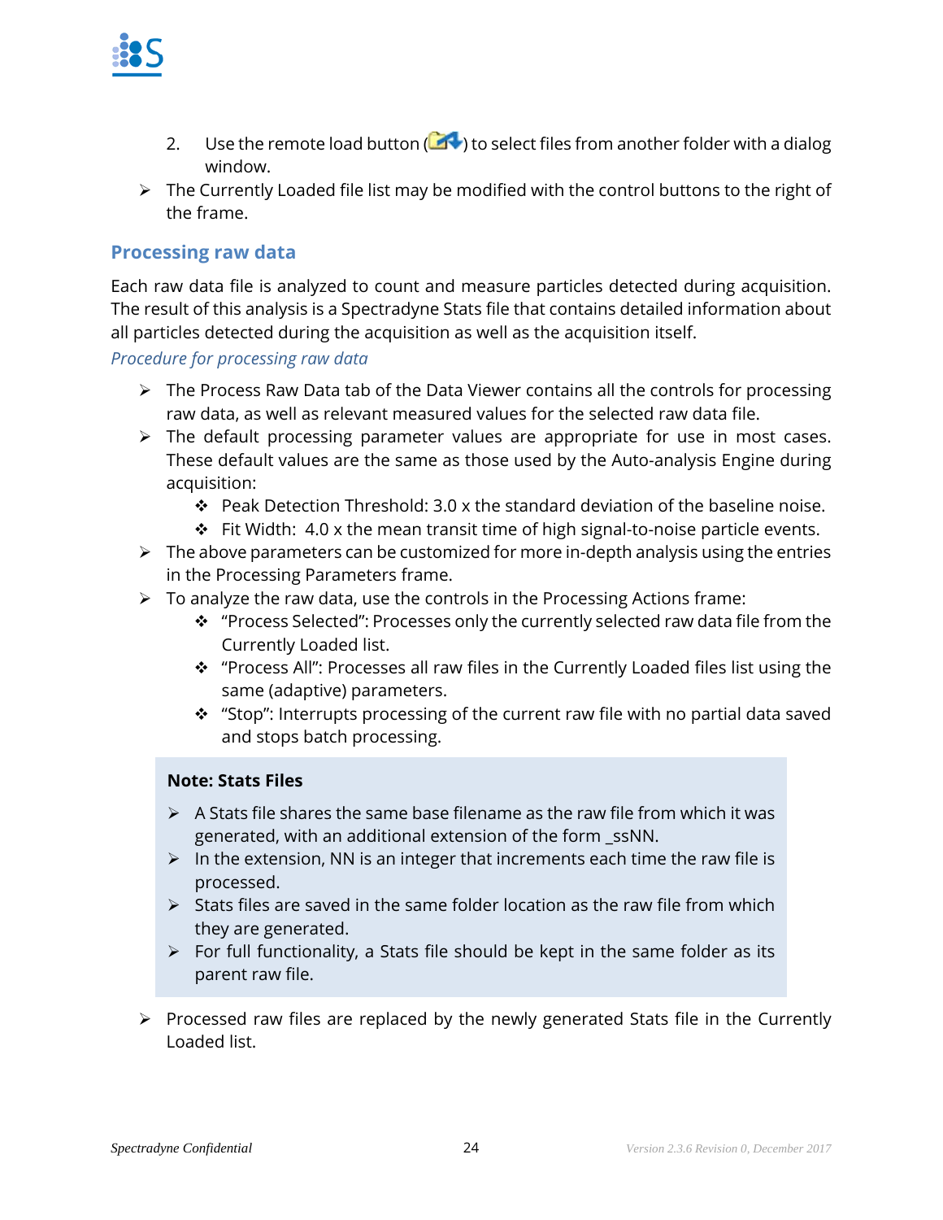2. Use the remote load button ( ) to select files from another folder with a dialog window.

- The Currently Loaded file list may be modified with the control buttons to the right of the frame.

## Processing raw data

Each raw data file is analyzed to count and measure particles detected during acquisition. The result of this analysis is a Spectradyne Stats file that contains detailed information about all particles detected during the acquisition as well as the acquisition itself.

*Procedure for processing raw data*

- The Process Raw Data tab of the Data Viewer contains all the controls for processing raw data, as well as relevant measured values for the selected raw data file.
- The default processing parameter values are appropriate for use in most cases. These default values are the same as those used by the Auto-analysis Engine during acquisition:
  - Peak Detection Threshold: 3.0 x the standard deviation of the baseline noise.
  - Fit Width: 4.0 x the mean transit time of high signal-to-noise particle events.
- The above parameters can be customized for more in-depth analysis using the entries in the Processing Parameters frame.
- To analyze the raw data, use the controls in the Processing Actions frame:
  - "Process Selected": Processes only the currently selected raw data file from the Currently Loaded list.
  - "Process All": Processes all raw files in the Currently Loaded files list using the same (adaptive) parameters.
  - "Stop": Interrupts processing of the current raw file with no partial data saved and stops batch processing.

> **Note: Stats Files**
>
> - A Stats file shares the same base filename as the raw file from which it was generated, with an additional extension of the form _ssNN.
> - In the extension, NN is an integer that increments each time the raw file is processed.
> - Stats files are saved in the same folder location as the raw file from which they are generated.
> - For full functionality, a Stats file should be kept in the same folder as its parent raw file.

- Processed raw files are replaced by the newly generated Stats file in the Currently Loaded list.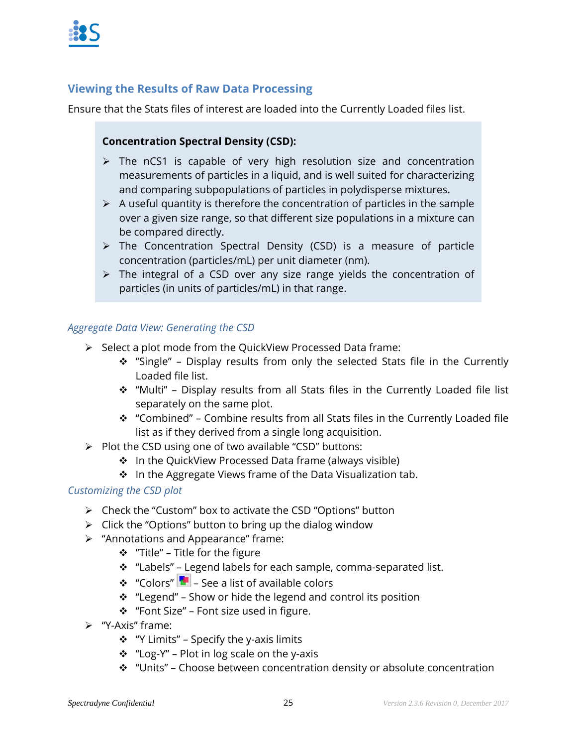## Viewing the Results of Raw Data Processing

Ensure that the Stats files of interest are loaded into the Currently Loaded files list.

**Concentration Spectral Density (CSD):**

- The nCS1 is capable of very high resolution size and concentration measurements of particles in a liquid, and is well suited for characterizing and comparing subpopulations of particles in polydisperse mixtures.
- A useful quantity is therefore the concentration of particles in the sample over a given size range, so that different size populations in a mixture can be compared directly.
- The Concentration Spectral Density (CSD) is a measure of particle concentration (particles/mL) per unit diameter (nm).
- The integral of a CSD over any size range yields the concentration of particles (in units of particles/mL) in that range.

### *Aggregate Data View: Generating the CSD*

- Select a plot mode from the QuickView Processed Data frame:
  - "Single" – Display results from only the selected Stats file in the Currently Loaded file list.
  - "Multi" – Display results from all Stats files in the Currently Loaded file list separately on the same plot.
  - "Combined" – Combine results from all Stats files in the Currently Loaded file list as if they derived from a single long acquisition.
- Plot the CSD using one of two available "CSD" buttons:
  - In the QuickView Processed Data frame (always visible)
  - In the Aggregate Views frame of the Data Visualization tab.

### *Customizing the CSD plot*

- Check the "Custom" box to activate the CSD "Options" button
- Click the "Options" button to bring up the dialog window
- "Annotations and Appearance" frame:
  - "Title" – Title for the figure
  - "Labels" – Legend labels for each sample, comma-separated list.
  - "Colors" – See a list of available colors
  - "Legend" – Show or hide the legend and control its position
  - "Font Size" – Font size used in figure.
- "Y-Axis" frame:
  - "Y Limits" – Specify the y-axis limits
  - "Log-Y" – Plot in log scale on the y-axis
  - "Units" – Choose between concentration density or absolute concentration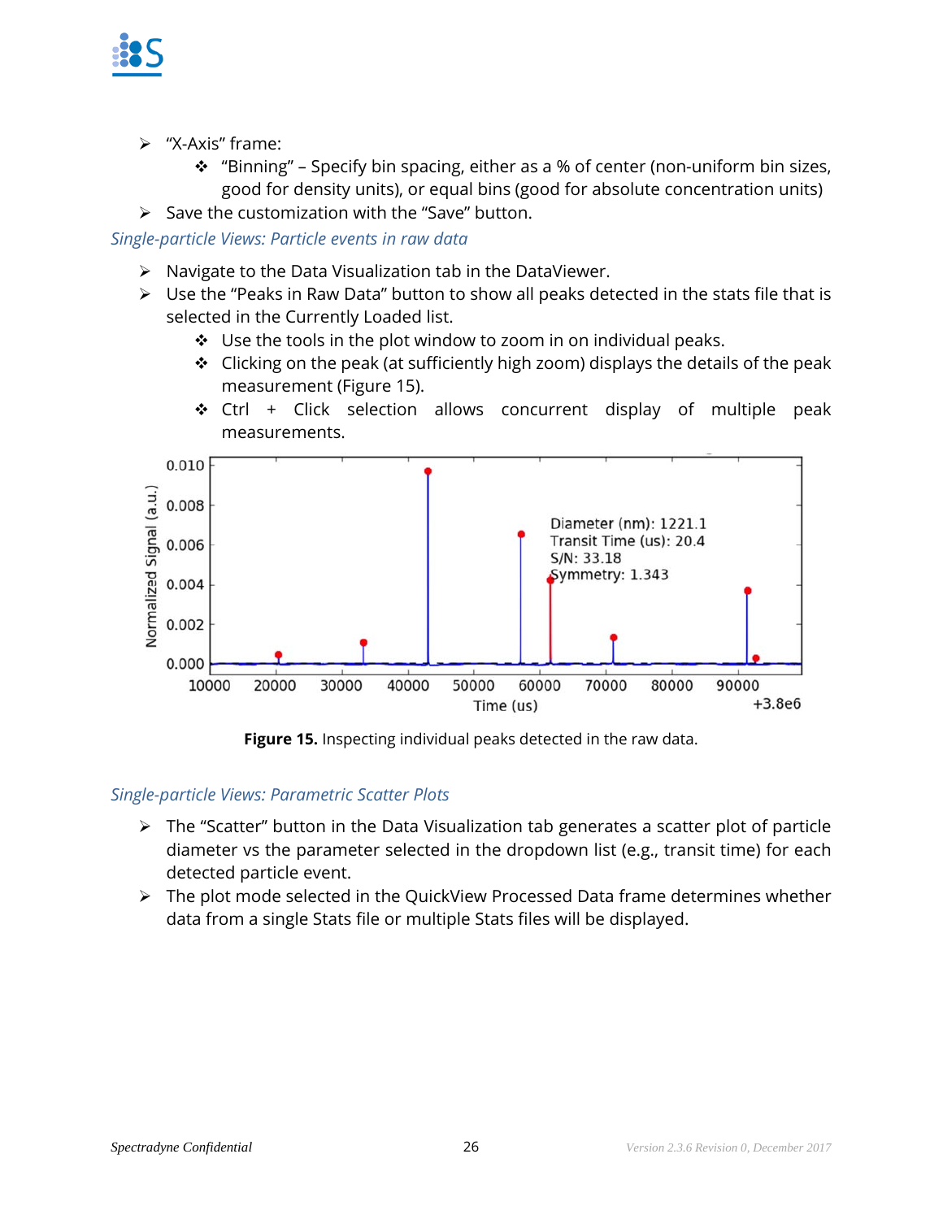- "X-Axis" frame:
  - "Binning" – Specify bin spacing, either as a % of center (non-uniform bin sizes, good for density units), or equal bins (good for absolute concentration units)
- Save the customization with the "Save" button.

*Single-particle Views: Particle events in raw data*

- Navigate to the Data Visualization tab in the DataViewer.
- Use the "Peaks in Raw Data" button to show all peaks detected in the stats file that is selected in the Currently Loaded list.
  - Use the tools in the plot window to zoom in on individual peaks.
  - Clicking on the peak (at sufficiently high zoom) displays the details of the peak measurement (Figure 15).
  - Ctrl + Click selection allows concurrent display of multiple peak measurements.

**Figure 15.** Inspecting individual peaks detected in the raw data.

*Single-particle Views: Parametric Scatter Plots*

- The "Scatter" button in the Data Visualization tab generates a scatter plot of particle diameter vs the parameter selected in the dropdown list (e.g., transit time) for each detected particle event.
- The plot mode selected in the QuickView Processed Data frame determines whether data from a single Stats file or multiple Stats files will be displayed.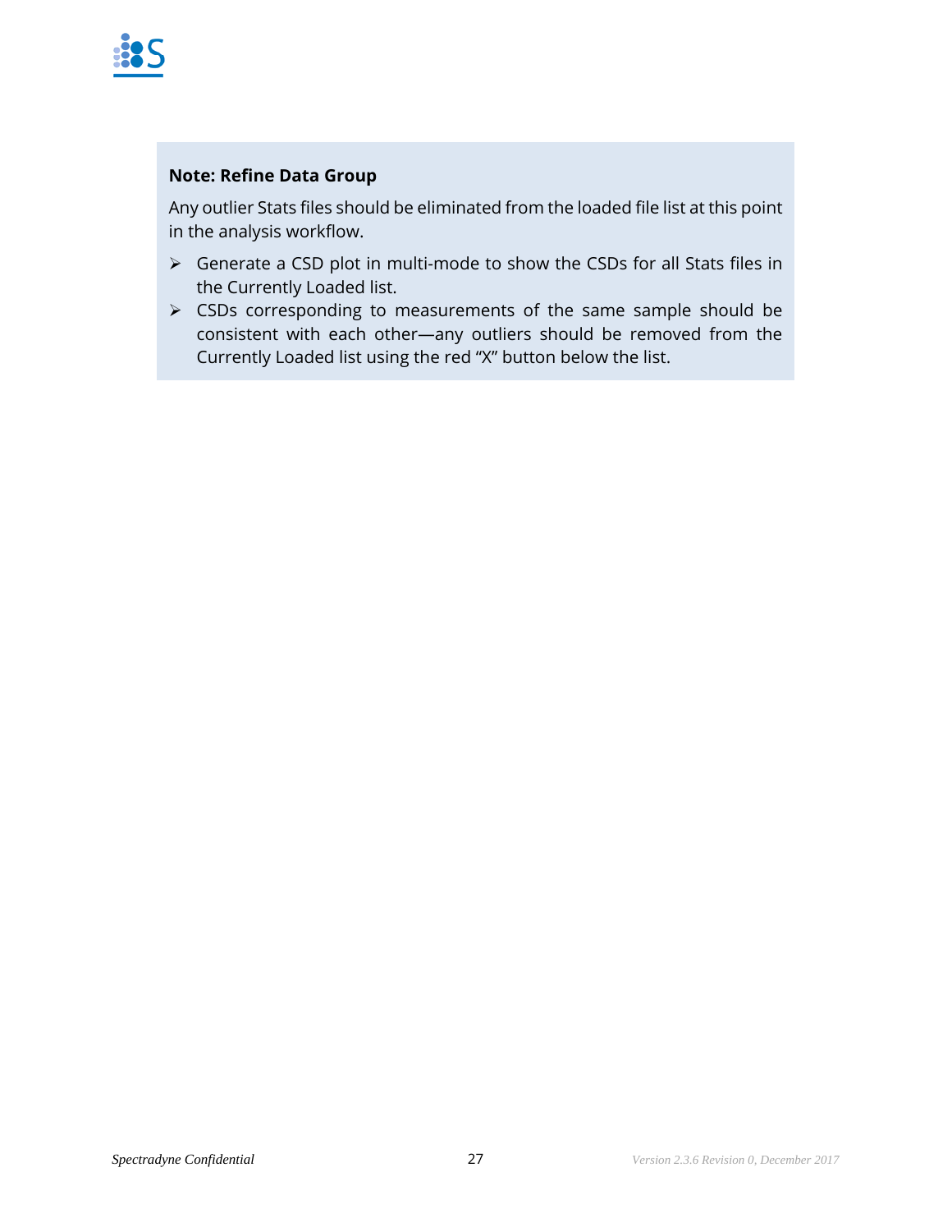**Note: Refine Data Group**

Any outlier Stats files should be eliminated from the loaded file list at this point in the analysis workflow.

- Generate a CSD plot in multi-mode to show the CSDs for all Stats files in the Currently Loaded list.
- CSDs corresponding to measurements of the same sample should be consistent with each other—any outliers should be removed from the Currently Loaded list using the red “X” button below the list.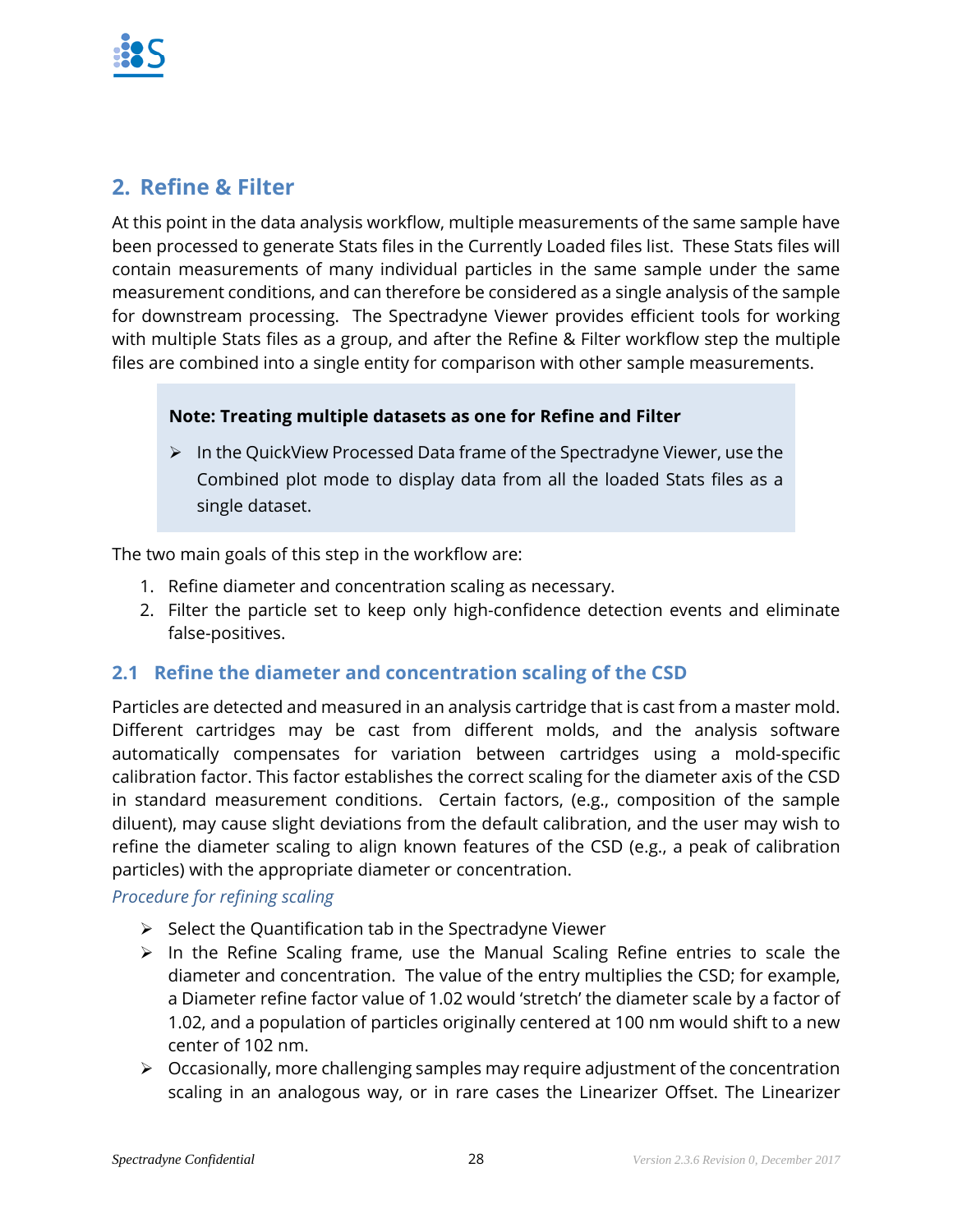## 2. Refine & Filter

At this point in the data analysis workflow, multiple measurements of the same sample have been processed to generate Stats files in the Currently Loaded files list. These Stats files will contain measurements of many individual particles in the same sample under the same measurement conditions, and can therefore be considered as a single analysis of the sample for downstream processing. The Spectradyne Viewer provides efficient tools for working with multiple Stats files as a group, and after the Refine & Filter workflow step the multiple files are combined into a single entity for comparison with other sample measurements.

> **Note: Treating multiple datasets as one for Refine and Filter**
>
> - In the QuickView Processed Data frame of the Spectradyne Viewer, use the Combined plot mode to display data from all the loaded Stats files as a single dataset.

The two main goals of this step in the workflow are:

1. Refine diameter and concentration scaling as necessary.
2. Filter the particle set to keep only high-confidence detection events and eliminate false-positives.

### 2.1 Refine the diameter and concentration scaling of the CSD

Particles are detected and measured in an analysis cartridge that is cast from a master mold. Different cartridges may be cast from different molds, and the analysis software automatically compensates for variation between cartridges using a mold-specific calibration factor. This factor establishes the correct scaling for the diameter axis of the CSD in standard measurement conditions. Certain factors, (e.g., composition of the sample diluent), may cause slight deviations from the default calibration, and the user may wish to refine the diameter scaling to align known features of the CSD (e.g., a peak of calibration particles) with the appropriate diameter or concentration.

*Procedure for refining scaling*

- Select the Quantification tab in the Spectradyne Viewer
- In the Refine Scaling frame, use the Manual Scaling Refine entries to scale the diameter and concentration. The value of the entry multiplies the CSD; for example, a Diameter refine factor value of 1.02 would 'stretch' the diameter scale by a factor of 1.02, and a population of particles originally centered at 100 nm would shift to a new center of 102 nm.
- Occasionally, more challenging samples may require adjustment of the concentration scaling in an analogous way, or in rare cases the Linearizer Offset. The Linearizer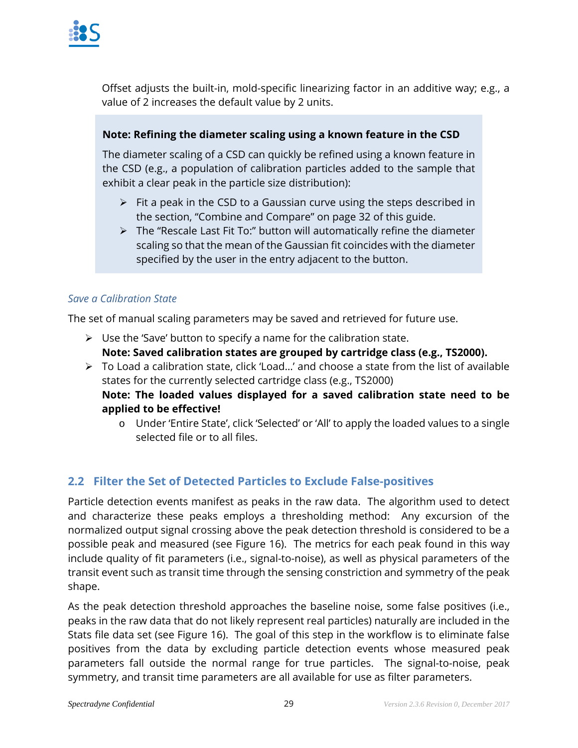Offset adjusts the built-in, mold-specific linearizing factor in an additive way; e.g., a value of 2 increases the default value by 2 units.

> **Note: Refining the diameter scaling using a known feature in the CSD**
>
> The diameter scaling of a CSD can quickly be refined using a known feature in the CSD (e.g., a population of calibration particles added to the sample that exhibit a clear peak in the particle size distribution):
>
> - Fit a peak in the CSD to a Gaussian curve using the steps described in the section, "Combine and Compare" on page 32 of this guide.
> - The "Rescale Last Fit To:" button will automatically refine the diameter scaling so that the mean of the Gaussian fit coincides with the diameter specified by the user in the entry adjacent to the button.

### *Save a Calibration State*

The set of manual scaling parameters may be saved and retrieved for future use.

- Use the 'Save' button to specify a name for the calibration state.
  **Note: Saved calibration states are grouped by cartridge class (e.g., TS2000).**
- To Load a calibration state, click 'Load…' and choose a state from the list of available states for the currently selected cartridge class (e.g., TS2000)
  **Note: The loaded values displayed for a saved calibration state need to be applied to be effective!**
  - Under 'Entire State', click 'Selected' or 'All' to apply the loaded values to a single selected file or to all files.

## 2.2 Filter the Set of Detected Particles to Exclude False-positives

Particle detection events manifest as peaks in the raw data. The algorithm used to detect and characterize these peaks employs a thresholding method: Any excursion of the normalized output signal crossing above the peak detection threshold is considered to be a possible peak and measured (see Figure 16). The metrics for each peak found in this way include quality of fit parameters (i.e., signal-to-noise), as well as physical parameters of the transit event such as transit time through the sensing constriction and symmetry of the peak shape.

As the peak detection threshold approaches the baseline noise, some false positives (i.e., peaks in the raw data that do not likely represent real particles) naturally are included in the Stats file data set (see Figure 16). The goal of this step in the workflow is to eliminate false positives from the data by excluding particle detection events whose measured peak parameters fall outside the normal range for true particles. The signal-to-noise, peak symmetry, and transit time parameters are all available for use as filter parameters.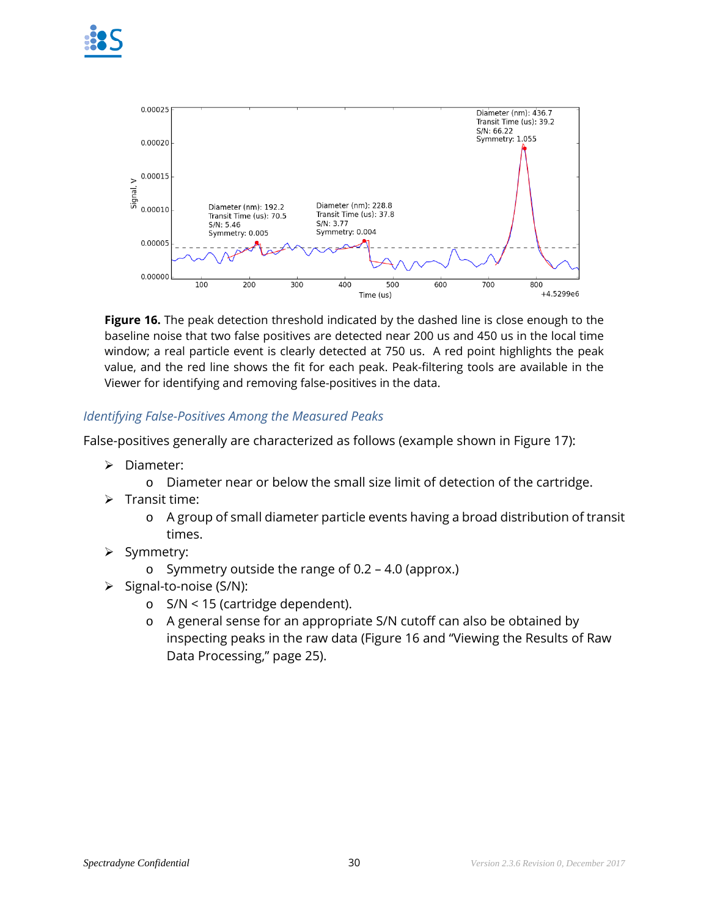**Figure 16.** The peak detection threshold indicated by the dashed line is close enough to the baseline noise that two false positives are detected near 200 us and 450 us in the local time window; a real particle event is clearly detected at 750 us. A red point highlights the peak value, and the red line shows the fit for each peak. Peak-filtering tools are available in the Viewer for identifying and removing false-positives in the data.

### *Identifying False-Positives Among the Measured Peaks*

False-positives generally are characterized as follows (example shown in Figure 17):

- Diameter:
  - Diameter near or below the small size limit of detection of the cartridge.
- Transit time:
  - A group of small diameter particle events having a broad distribution of transit times.
- Symmetry:
  - Symmetry outside the range of 0.2 – 4.0 (approx.)
- Signal-to-noise (S/N):
  - S/N < 15 (cartridge dependent).
  - A general sense for an appropriate S/N cutoff can also be obtained by inspecting peaks in the raw data (Figure 16 and "Viewing the Results of Raw Data Processing," page 25).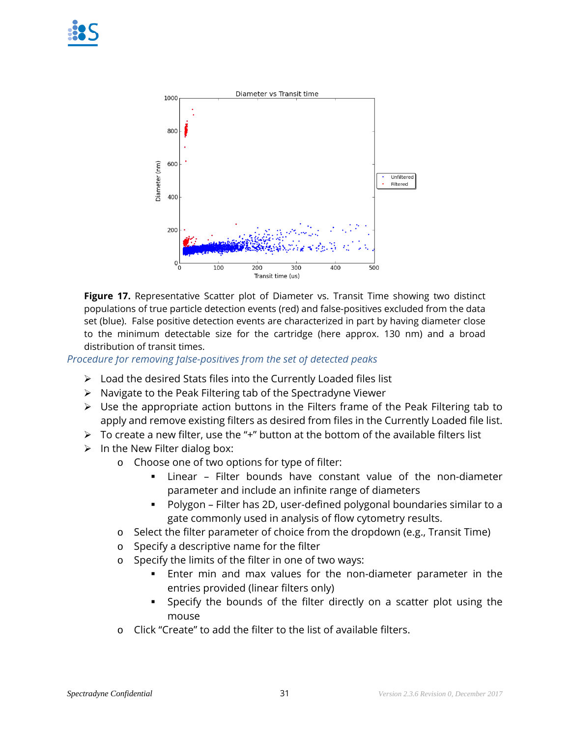**Figure 17.** Representative Scatter plot of Diameter vs. Transit Time showing two distinct populations of true particle detection events (red) and false-positives excluded from the data set (blue). False positive detection events are characterized in part by having diameter close to the minimum detectable size for the cartridge (here approx. 130 nm) and a broad distribution of transit times.

*Procedure for removing false-positives from the set of detected peaks*

- Load the desired Stats files into the Currently Loaded files list
- Navigate to the Peak Filtering tab of the Spectradyne Viewer
- Use the appropriate action buttons in the Filters frame of the Peak Filtering tab to apply and remove existing filters as desired from files in the Currently Loaded file list.
- To create a new filter, use the "+" button at the bottom of the available filters list
- In the New Filter dialog box:
  - Choose one of two options for type of filter:
    - Linear – Filter bounds have constant value of the non-diameter parameter and include an infinite range of diameters
    - Polygon – Filter has 2D, user-defined polygonal boundaries similar to a gate commonly used in analysis of flow cytometry results.
  - Select the filter parameter of choice from the dropdown (e.g., Transit Time)
  - Specify a descriptive name for the filter
  - Specify the limits of the filter in one of two ways:
    - Enter min and max values for the non-diameter parameter in the entries provided (linear filters only)
    - Specify the bounds of the filter directly on a scatter plot using the mouse
  - Click "Create" to add the filter to the list of available filters.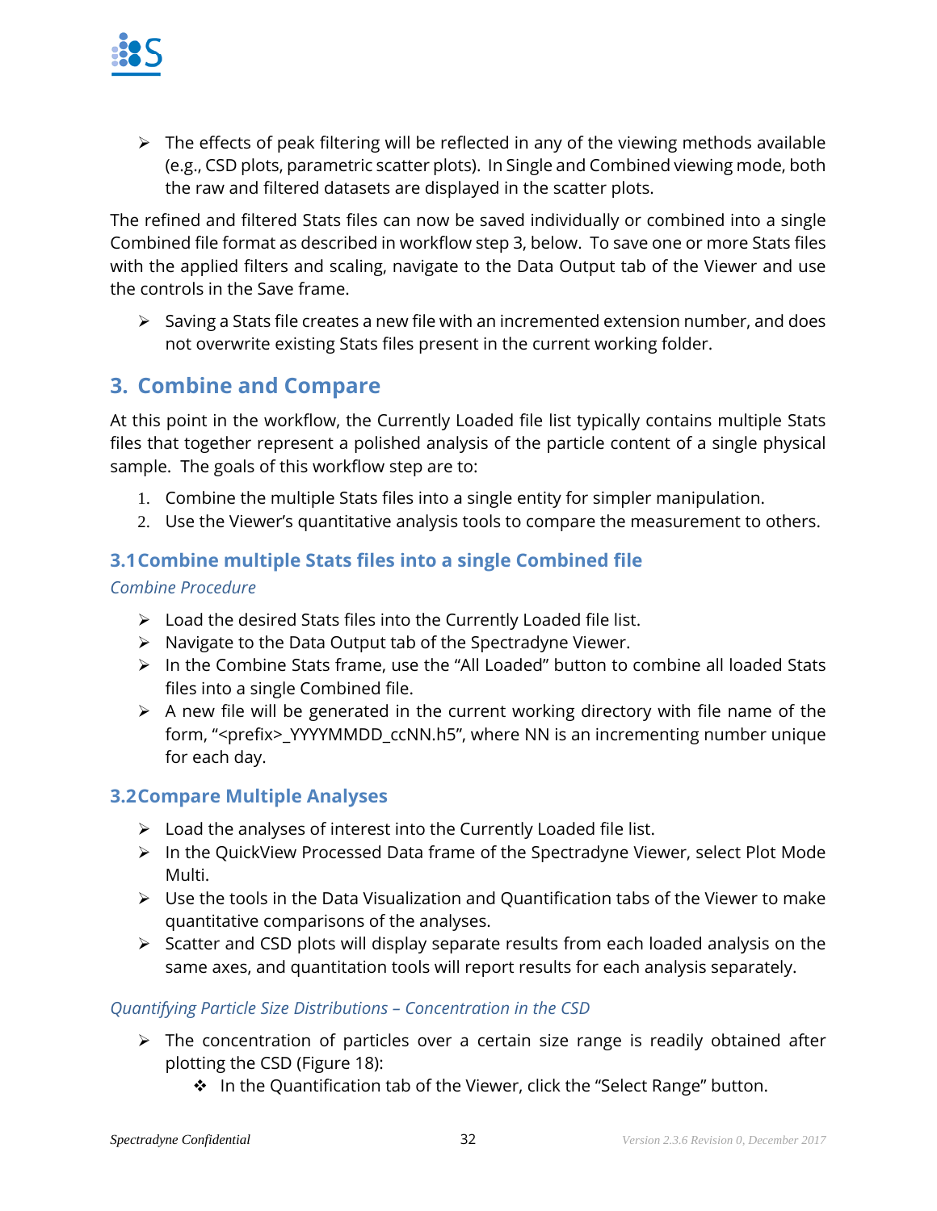- The effects of peak filtering will be reflected in any of the viewing methods available (e.g., CSD plots, parametric scatter plots). In Single and Combined viewing mode, both the raw and filtered datasets are displayed in the scatter plots.

The refined and filtered Stats files can now be saved individually or combined into a single Combined file format as described in workflow step 3, below. To save one or more Stats files with the applied filters and scaling, navigate to the Data Output tab of the Viewer and use the controls in the Save frame.

- Saving a Stats file creates a new file with an incremented extension number, and does not overwrite existing Stats files present in the current working folder.

## 3. Combine and Compare

At this point in the workflow, the Currently Loaded file list typically contains multiple Stats files that together represent a polished analysis of the particle content of a single physical sample. The goals of this workflow step are to:

1. Combine the multiple Stats files into a single entity for simpler manipulation.
2. Use the Viewer's quantitative analysis tools to compare the measurement to others.

### 3.1 Combine multiple Stats files into a single Combined file

*Combine Procedure*

- Load the desired Stats files into the Currently Loaded file list.
- Navigate to the Data Output tab of the Spectradyne Viewer.
- In the Combine Stats frame, use the "All Loaded" button to combine all loaded Stats files into a single Combined file.
- A new file will be generated in the current working directory with file name of the form, "<prefix>_YYYYMMDD_ccNN.h5", where NN is an incrementing number unique for each day.

### 3.2 Compare Multiple Analyses

- Load the analyses of interest into the Currently Loaded file list.
- In the QuickView Processed Data frame of the Spectradyne Viewer, select Plot Mode Multi.
- Use the tools in the Data Visualization and Quantification tabs of the Viewer to make quantitative comparisons of the analyses.
- Scatter and CSD plots will display separate results from each loaded analysis on the same axes, and quantitation tools will report results for each analysis separately.

*Quantifying Particle Size Distributions – Concentration in the CSD*

- The concentration of particles over a certain size range is readily obtained after plotting the CSD (Figure 18):
  - In the Quantification tab of the Viewer, click the "Select Range" button.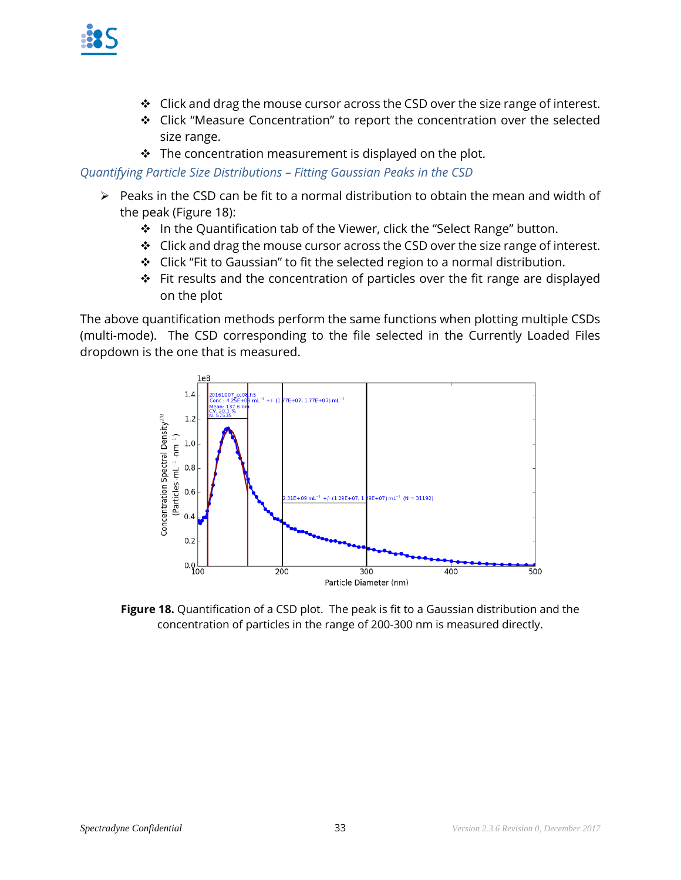- Click and drag the mouse cursor across the CSD over the size range of interest.
- Click "Measure Concentration" to report the concentration over the selected size range.
- The concentration measurement is displayed on the plot.

*Quantifying Particle Size Distributions – Fitting Gaussian Peaks in the CSD*

- Peaks in the CSD can be fit to a normal distribution to obtain the mean and width of the peak (Figure 18):
  - In the Quantification tab of the Viewer, click the "Select Range" button.
  - Click and drag the mouse cursor across the CSD over the size range of interest.
  - Click "Fit to Gaussian" to fit the selected region to a normal distribution.
  - Fit results and the concentration of particles over the fit range are displayed on the plot

The above quantification methods perform the same functions when plotting multiple CSDs (multi-mode). The CSD corresponding to the file selected in the Currently Loaded Files dropdown is the one that is measured.

**Figure 18.** Quantification of a CSD plot. The peak is fit to a Gaussian distribution and the concentration of particles in the range of 200-300 nm is measured directly.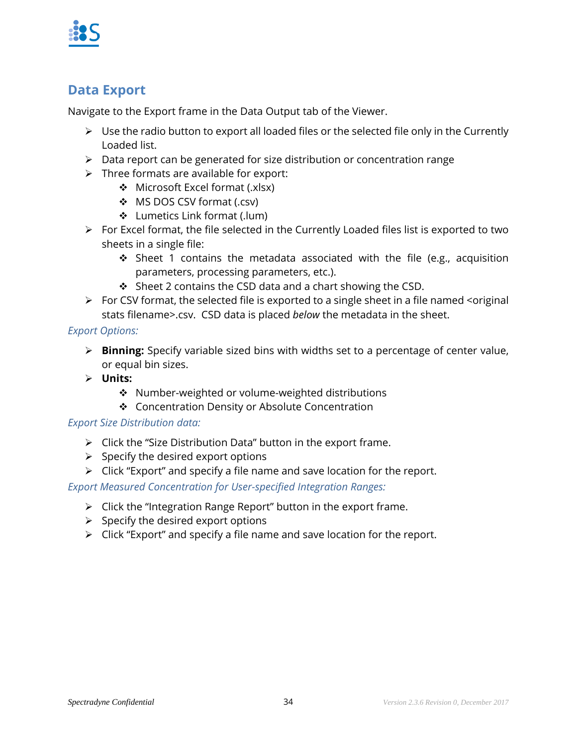## Data Export

Navigate to the Export frame in the Data Output tab of the Viewer.

- Use the radio button to export all loaded files or the selected file only in the Currently Loaded list.
- Data report can be generated for size distribution or concentration range
- Three formats are available for export:
  - Microsoft Excel format (.xlsx)
  - MS DOS CSV format (.csv)
  - Lumetics Link format (.lum)
- For Excel format, the file selected in the Currently Loaded files list is exported to two sheets in a single file:
  - Sheet 1 contains the metadata associated with the file (e.g., acquisition parameters, processing parameters, etc.).
  - Sheet 2 contains the CSD data and a chart showing the CSD.
- For CSV format, the selected file is exported to a single sheet in a file named <original stats filename>.csv. CSD data is placed *below* the metadata in the sheet.

*Export Options:*

- **Binning:** Specify variable sized bins with widths set to a percentage of center value, or equal bin sizes.
- **Units:**
  - Number-weighted or volume-weighted distributions
  - Concentration Density or Absolute Concentration

*Export Size Distribution data:*

- Click the "Size Distribution Data" button in the export frame.
- Specify the desired export options
- Click "Export" and specify a file name and save location for the report.

*Export Measured Concentration for User-specified Integration Ranges:*

- Click the "Integration Range Report" button in the export frame.
- Specify the desired export options
- Click "Export" and specify a file name and save location for the report.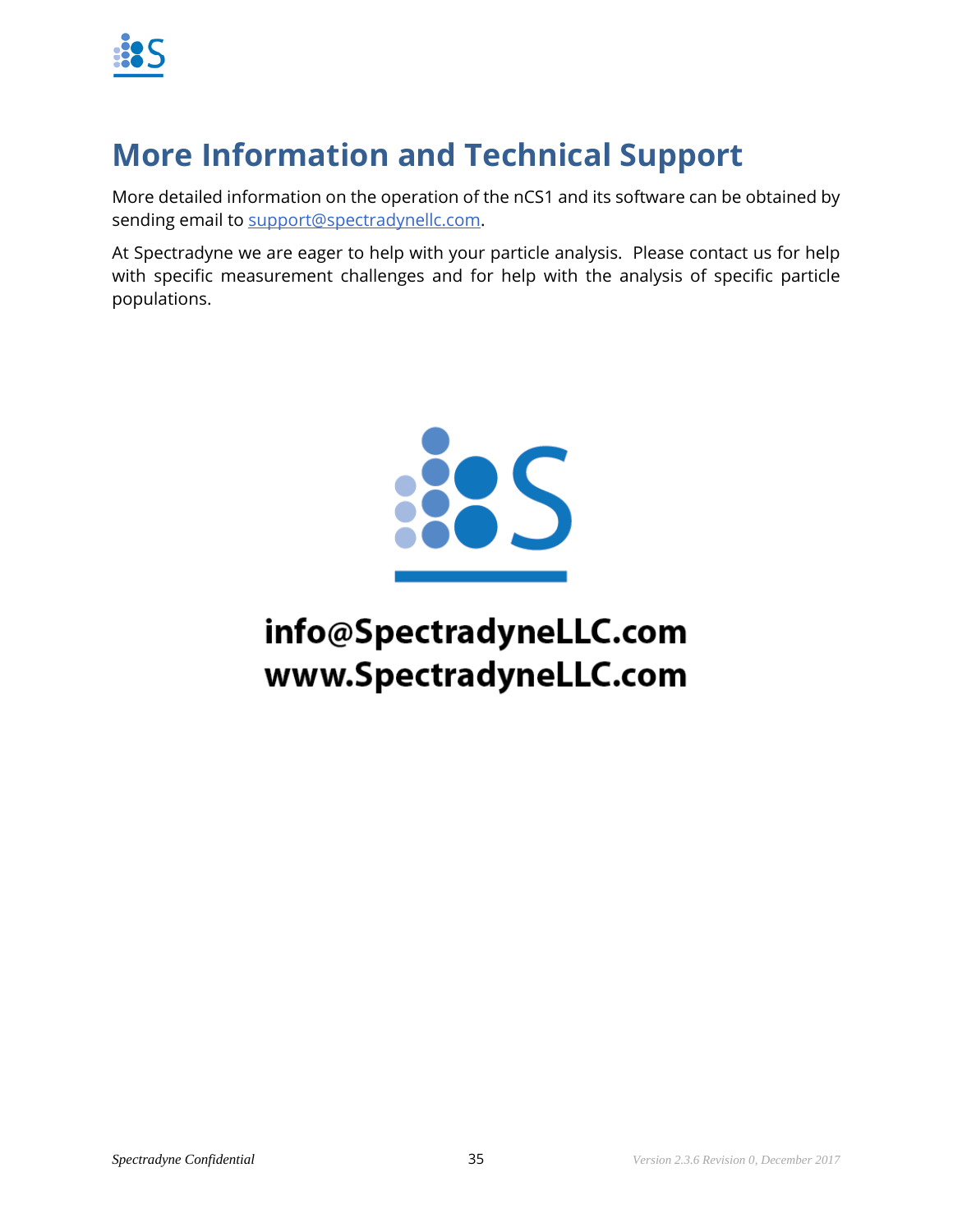# More Information and Technical Support

More detailed information on the operation of the nCS1 and its software can be obtained by sending email to support@spectradynellc.com.

At Spectradyne we are eager to help with your particle analysis. Please contact us for help with specific measurement challenges and for help with the analysis of specific particle populations.

**info@SpectradyneLLC.com**
**www.SpectradyneLLC.com**